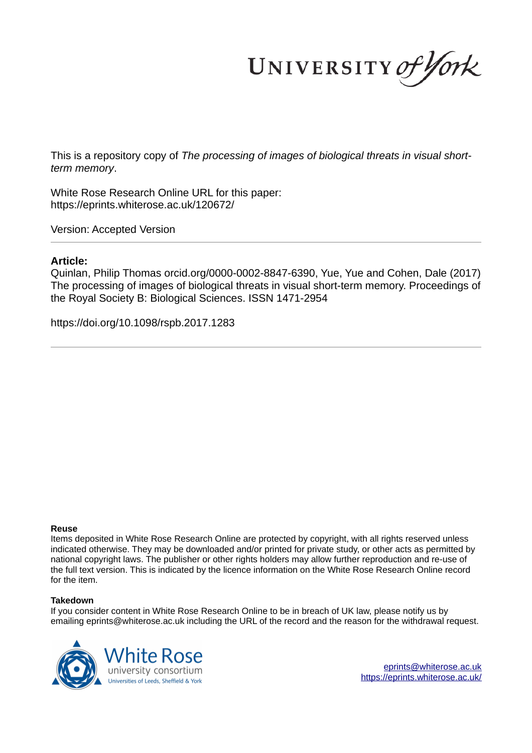UNIVERSITY *of York*

This is a repository copy of *The processing of images of biological threats in visual short-term memory*.

White Rose Research Online URL for this paper:
https://eprints.whiterose.ac.uk/120672/

Version: Accepted Version

**Article:**

Quinlan, Philip Thomas orcid.org/0000-0002-8847-6390, Yue, Yue and Cohen, Dale (2017) The processing of images of biological threats in visual short-term memory. Proceedings of the Royal Society B: Biological Sciences. ISSN 1471-2954

https://doi.org/10.1098/rspb.2017.1283

**Reuse**

Items deposited in White Rose Research Online are protected by copyright, with all rights reserved unless indicated otherwise. They may be downloaded and/or printed for private study, or other acts as permitted by national copyright laws. The publisher or other rights holders may allow further reproduction and re-use of the full text version. This is indicated by the licence information on the White Rose Research Online record for the item.

**Takedown**

If you consider content in White Rose Research Online to be in breach of UK law, please notify us by emailing eprints@whiterose.ac.uk including the URL of the record and the reason for the withdrawal request.

White Rose university consortium
Universities of Leeds, Sheffield & York

eprints@whiterose.ac.uk
https://eprints.whiterose.ac.uk/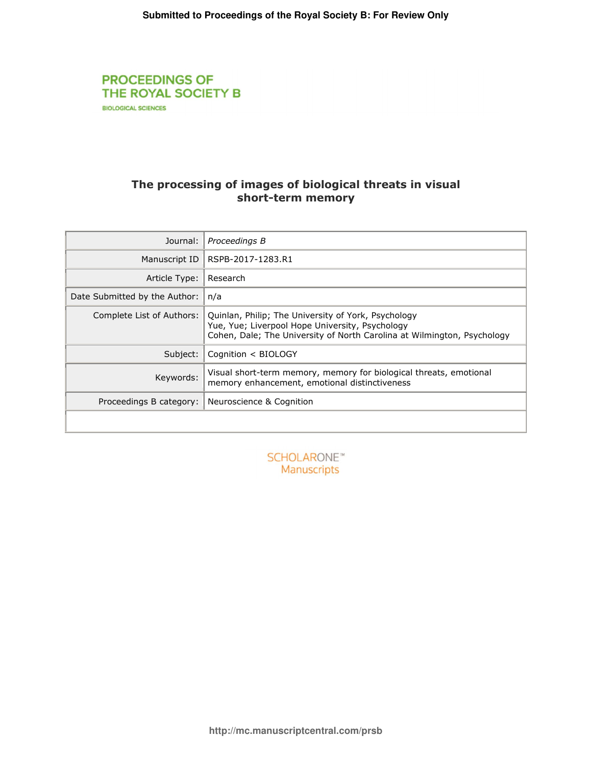# The processing of images of biological threats in visual short-term memory

| | |
|---|---|
| Journal: | *Proceedings B* |
| Manuscript ID | RSPB-2017-1283.R1 |
| Article Type: | Research |
| Date Submitted by the Author: | n/a |
| Complete List of Authors: | Quinlan, Philip; The University of York, Psychology<br>Yue, Yue; Liverpool Hope University, Psychology<br>Cohen, Dale; The University of North Carolina at Wilmington, Psychology |
| Subject: | Cognition < BIOLOGY |
| Keywords: | Visual short-term memory, memory for biological threats, emotional memory enhancement, emotional distinctiveness |
| Proceedings B category: | Neuroscience & Cognition |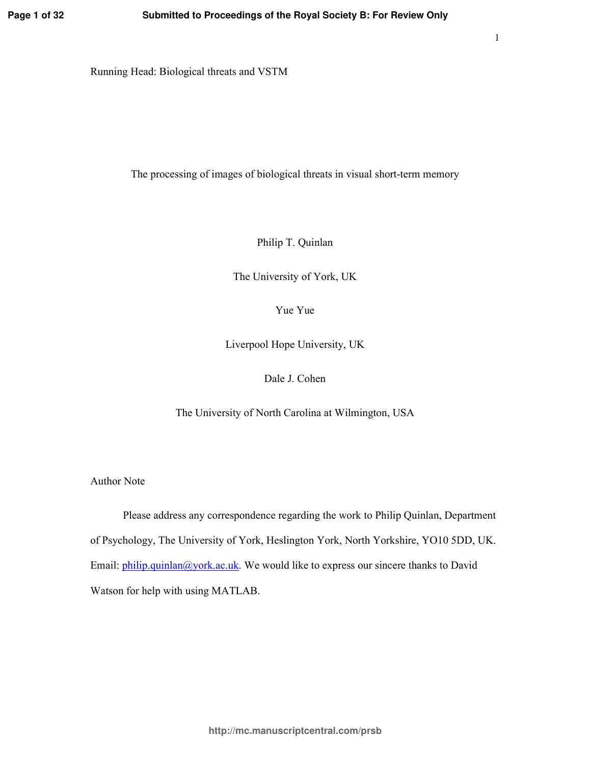Running Head: Biological threats and VSTM

# The processing of images of biological threats in visual short-term memory

Philip T. Quinlan

The University of York, UK

Yue Yue

Liverpool Hope University, UK

Dale J. Cohen

The University of North Carolina at Wilmington, USA

Author Note

Please address any correspondence regarding the work to Philip Quinlan, Department of Psychology, The University of York, Heslington York, North Yorkshire, YO10 5DD, UK. Email: philip.quinlan@york.ac.uk. We would like to express our sincere thanks to David Watson for help with using MATLAB.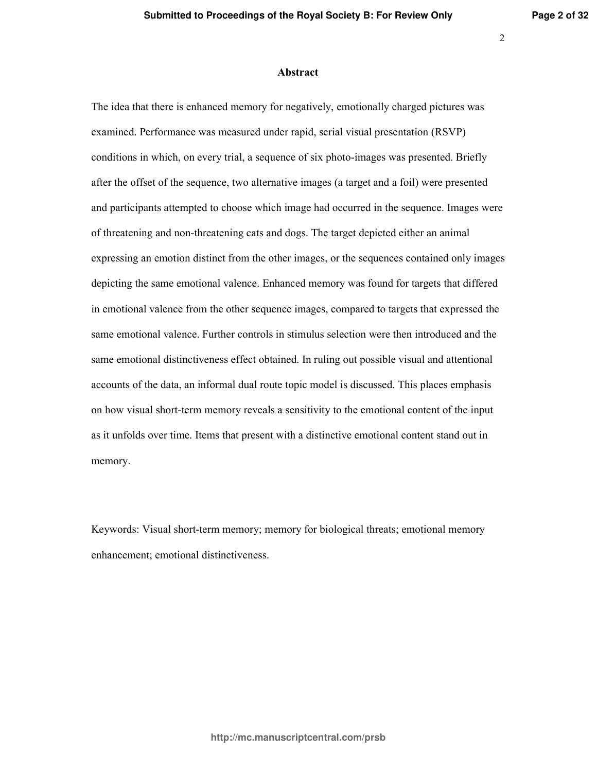## Abstract

The idea that there is enhanced memory for negatively, emotionally charged pictures was examined. Performance was measured under rapid, serial visual presentation (RSVP) conditions in which, on every trial, a sequence of six photo-images was presented. Briefly after the offset of the sequence, two alternative images (a target and a foil) were presented and participants attempted to choose which image had occurred in the sequence. Images were of threatening and non-threatening cats and dogs. The target depicted either an animal expressing an emotion distinct from the other images, or the sequences contained only images depicting the same emotional valence. Enhanced memory was found for targets that differed in emotional valence from the other sequence images, compared to targets that expressed the same emotional valence. Further controls in stimulus selection were then introduced and the same emotional distinctiveness effect obtained. In ruling out possible visual and attentional accounts of the data, an informal dual route topic model is discussed. This places emphasis on how visual short-term memory reveals a sensitivity to the emotional content of the input as it unfolds over time. Items that present with a distinctive emotional content stand out in memory.

Keywords: Visual short-term memory; memory for biological threats; emotional memory enhancement; emotional distinctiveness.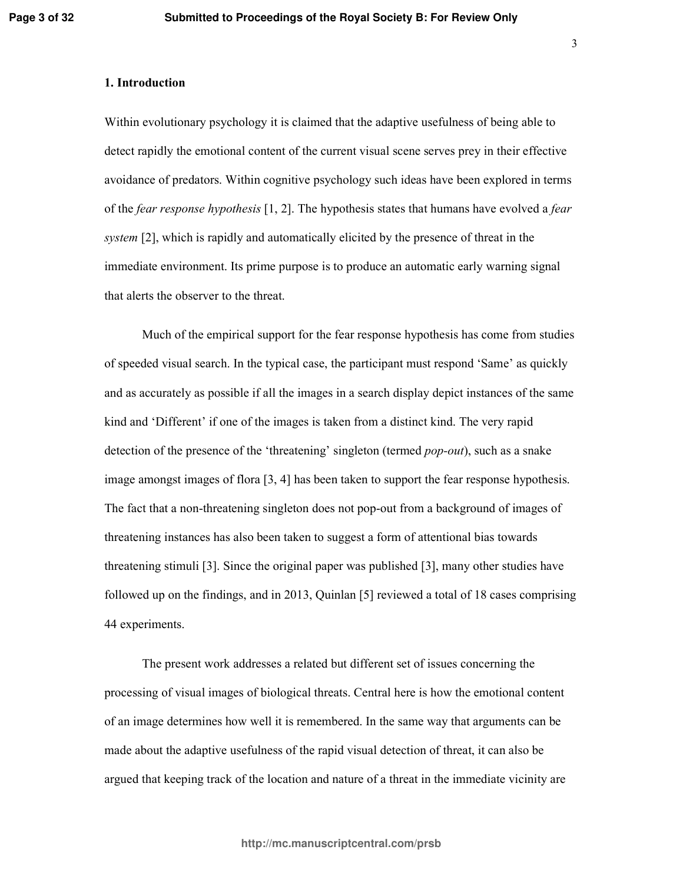## 1. Introduction

Within evolutionary psychology it is claimed that the adaptive usefulness of being able to detect rapidly the emotional content of the current visual scene serves prey in their effective avoidance of predators. Within cognitive psychology such ideas have been explored in terms of the *fear response hypothesis* [1, 2]. The hypothesis states that humans have evolved a *fear system* [2], which is rapidly and automatically elicited by the presence of threat in the immediate environment. Its prime purpose is to produce an automatic early warning signal that alerts the observer to the threat.

Much of the empirical support for the fear response hypothesis has come from studies of speeded visual search. In the typical case, the participant must respond 'Same' as quickly and as accurately as possible if all the images in a search display depict instances of the same kind and 'Different' if one of the images is taken from a distinct kind. The very rapid detection of the presence of the 'threatening' singleton (termed *pop-out*), such as a snake image amongst images of flora [3, 4] has been taken to support the fear response hypothesis. The fact that a non-threatening singleton does not pop-out from a background of images of threatening instances has also been taken to suggest a form of attentional bias towards threatening stimuli [3]. Since the original paper was published [3], many other studies have followed up on the findings, and in 2013, Quinlan [5] reviewed a total of 18 cases comprising 44 experiments.

The present work addresses a related but different set of issues concerning the processing of visual images of biological threats. Central here is how the emotional content of an image determines how well it is remembered. In the same way that arguments can be made about the adaptive usefulness of the rapid visual detection of threat, it can also be argued that keeping track of the location and nature of a threat in the immediate vicinity are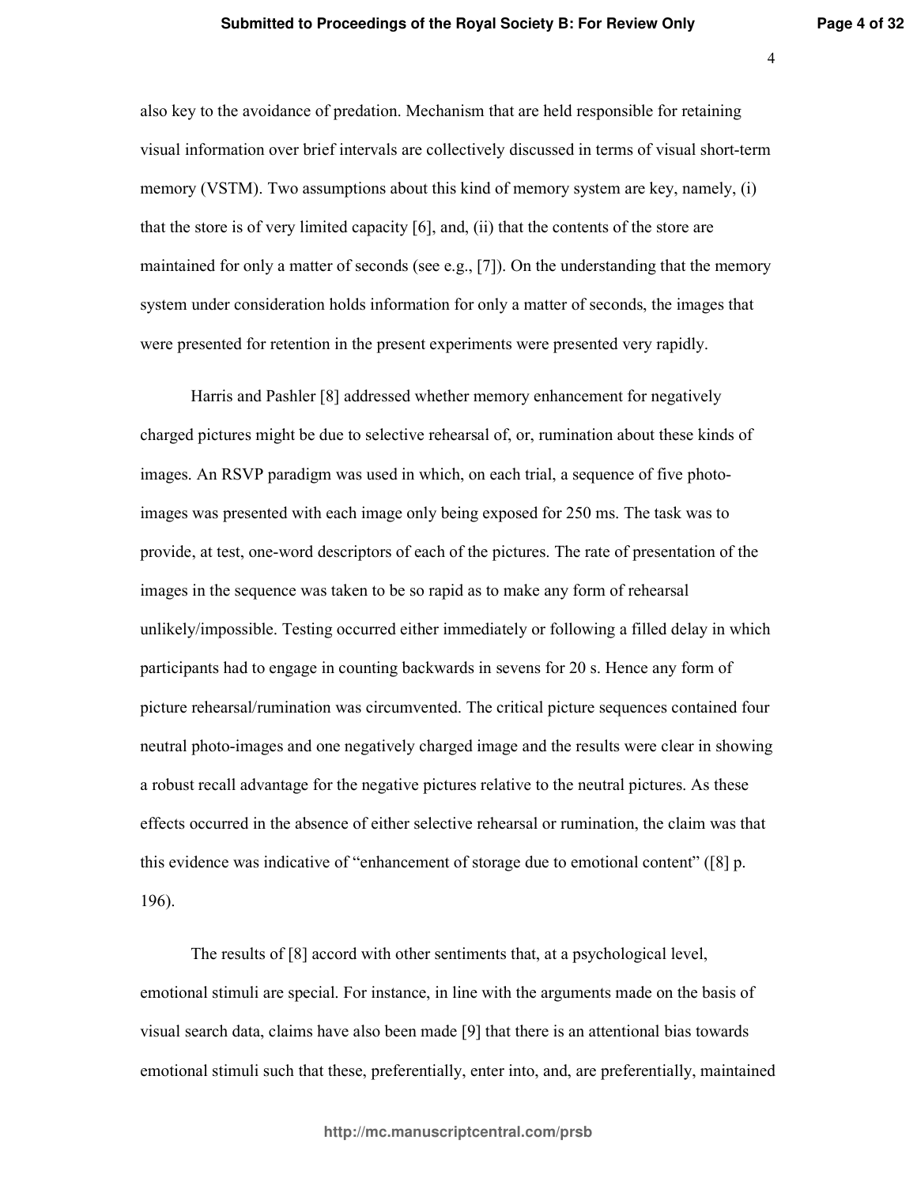also key to the avoidance of predation. Mechanism that are held responsible for retaining visual information over brief intervals are collectively discussed in terms of visual short-term memory (VSTM). Two assumptions about this kind of memory system are key, namely, (i) that the store is of very limited capacity [6], and, (ii) that the contents of the store are maintained for only a matter of seconds (see e.g., [7]). On the understanding that the memory system under consideration holds information for only a matter of seconds, the images that were presented for retention in the present experiments were presented very rapidly.

Harris and Pashler [8] addressed whether memory enhancement for negatively charged pictures might be due to selective rehearsal of, or, rumination about these kinds of images. An RSVP paradigm was used in which, on each trial, a sequence of five photo-images was presented with each image only being exposed for 250 ms. The task was to provide, at test, one-word descriptors of each of the pictures. The rate of presentation of the images in the sequence was taken to be so rapid as to make any form of rehearsal unlikely/impossible. Testing occurred either immediately or following a filled delay in which participants had to engage in counting backwards in sevens for 20 s. Hence any form of picture rehearsal/rumination was circumvented. The critical picture sequences contained four neutral photo-images and one negatively charged image and the results were clear in showing a robust recall advantage for the negative pictures relative to the neutral pictures. As these effects occurred in the absence of either selective rehearsal or rumination, the claim was that this evidence was indicative of "enhancement of storage due to emotional content" ([8] p. 196).

The results of [8] accord with other sentiments that, at a psychological level, emotional stimuli are special. For instance, in line with the arguments made on the basis of visual search data, claims have also been made [9] that there is an attentional bias towards emotional stimuli such that these, preferentially, enter into, and, are preferentially, maintained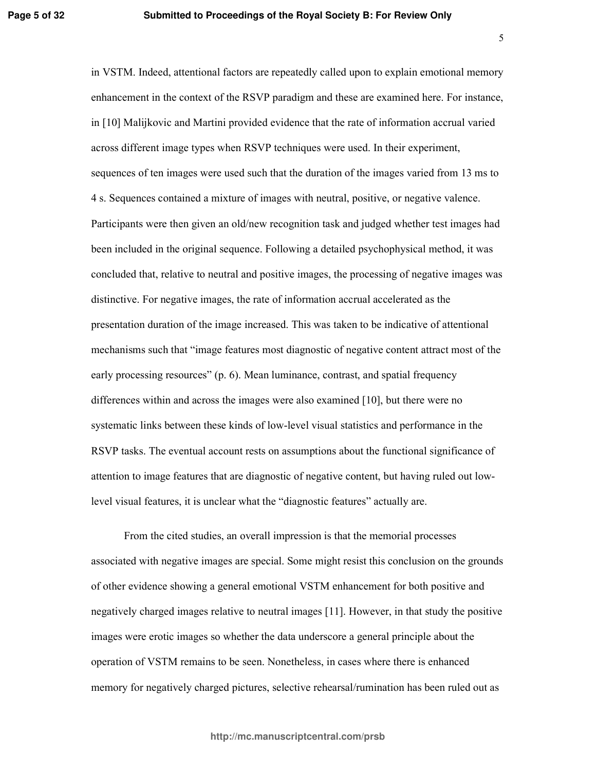in VSTM. Indeed, attentional factors are repeatedly called upon to explain emotional memory enhancement in the context of the RSVP paradigm and these are examined here. For instance, in [10] Malijkovic and Martini provided evidence that the rate of information accrual varied across different image types when RSVP techniques were used. In their experiment, sequences of ten images were used such that the duration of the images varied from 13 ms to 4 s. Sequences contained a mixture of images with neutral, positive, or negative valence. Participants were then given an old/new recognition task and judged whether test images had been included in the original sequence. Following a detailed psychophysical method, it was concluded that, relative to neutral and positive images, the processing of negative images was distinctive. For negative images, the rate of information accrual accelerated as the presentation duration of the image increased. This was taken to be indicative of attentional mechanisms such that "image features most diagnostic of negative content attract most of the early processing resources" (p. 6). Mean luminance, contrast, and spatial frequency differences within and across the images were also examined [10], but there were no systematic links between these kinds of low-level visual statistics and performance in the RSVP tasks. The eventual account rests on assumptions about the functional significance of attention to image features that are diagnostic of negative content, but having ruled out low-level visual features, it is unclear what the "diagnostic features" actually are.

From the cited studies, an overall impression is that the memorial processes associated with negative images are special. Some might resist this conclusion on the grounds of other evidence showing a general emotional VSTM enhancement for both positive and negatively charged images relative to neutral images [11]. However, in that study the positive images were erotic images so whether the data underscore a general principle about the operation of VSTM remains to be seen. Nonetheless, in cases where there is enhanced memory for negatively charged pictures, selective rehearsal/rumination has been ruled out as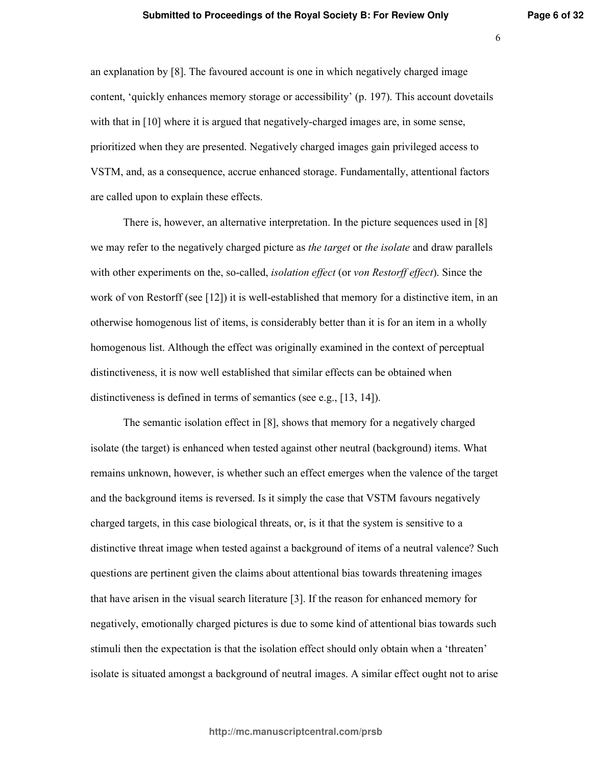an explanation by [8]. The favoured account is one in which negatively charged image content, 'quickly enhances memory storage or accessibility' (p. 197). This account dovetails with that in [10] where it is argued that negatively-charged images are, in some sense, prioritized when they are presented. Negatively charged images gain privileged access to VSTM, and, as a consequence, accrue enhanced storage. Fundamentally, attentional factors are called upon to explain these effects.

There is, however, an alternative interpretation. In the picture sequences used in [8] we may refer to the negatively charged picture as *the target* or *the isolate* and draw parallels with other experiments on the, so-called, *isolation effect* (or *von Restorff effect*). Since the work of von Restorff (see [12]) it is well-established that memory for a distinctive item, in an otherwise homogenous list of items, is considerably better than it is for an item in a wholly homogenous list. Although the effect was originally examined in the context of perceptual distinctiveness, it is now well established that similar effects can be obtained when distinctiveness is defined in terms of semantics (see e.g., [13, 14]).

The semantic isolation effect in [8], shows that memory for a negatively charged isolate (the target) is enhanced when tested against other neutral (background) items. What remains unknown, however, is whether such an effect emerges when the valence of the target and the background items is reversed. Is it simply the case that VSTM favours negatively charged targets, in this case biological threats, or, is it that the system is sensitive to a distinctive threat image when tested against a background of items of a neutral valence? Such questions are pertinent given the claims about attentional bias towards threatening images that have arisen in the visual search literature [3]. If the reason for enhanced memory for negatively, emotionally charged pictures is due to some kind of attentional bias towards such stimuli then the expectation is that the isolation effect should only obtain when a 'threaten' isolate is situated amongst a background of neutral images. A similar effect ought not to arise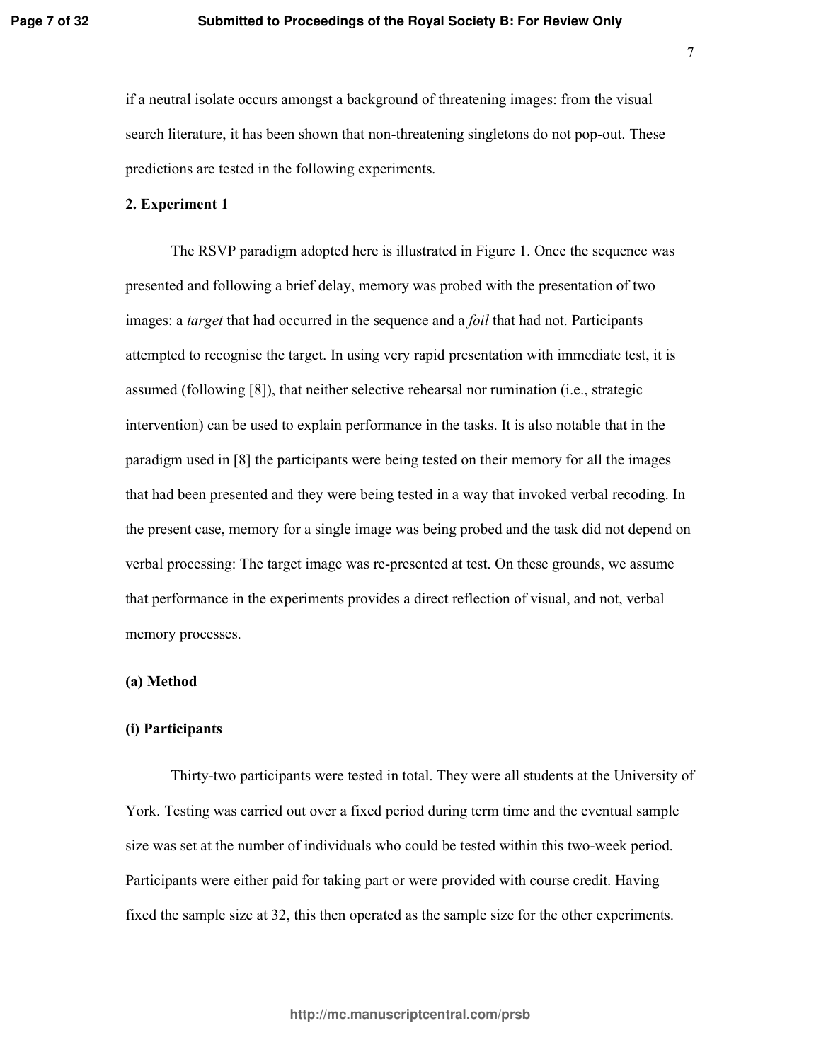if a neutral isolate occurs amongst a background of threatening images: from the visual search literature, it has been shown that non-threatening singletons do not pop-out. These predictions are tested in the following experiments.

## 2. Experiment 1

The RSVP paradigm adopted here is illustrated in Figure 1. Once the sequence was presented and following a brief delay, memory was probed with the presentation of two images: a *target* that had occurred in the sequence and a *foil* that had not. Participants attempted to recognise the target. In using very rapid presentation with immediate test, it is assumed (following [8]), that neither selective rehearsal nor rumination (i.e., strategic intervention) can be used to explain performance in the tasks. It is also notable that in the paradigm used in [8] the participants were being tested on their memory for all the images that had been presented and they were being tested in a way that invoked verbal recoding. In the present case, memory for a single image was being probed and the task did not depend on verbal processing: The target image was re-presented at test. On these grounds, we assume that performance in the experiments provides a direct reflection of visual, and not, verbal memory processes.

### (a) Method

#### (i) Participants

Thirty-two participants were tested in total. They were all students at the University of York. Testing was carried out over a fixed period during term time and the eventual sample size was set at the number of individuals who could be tested within this two-week period. Participants were either paid for taking part or were provided with course credit. Having fixed the sample size at 32, this then operated as the sample size for the other experiments.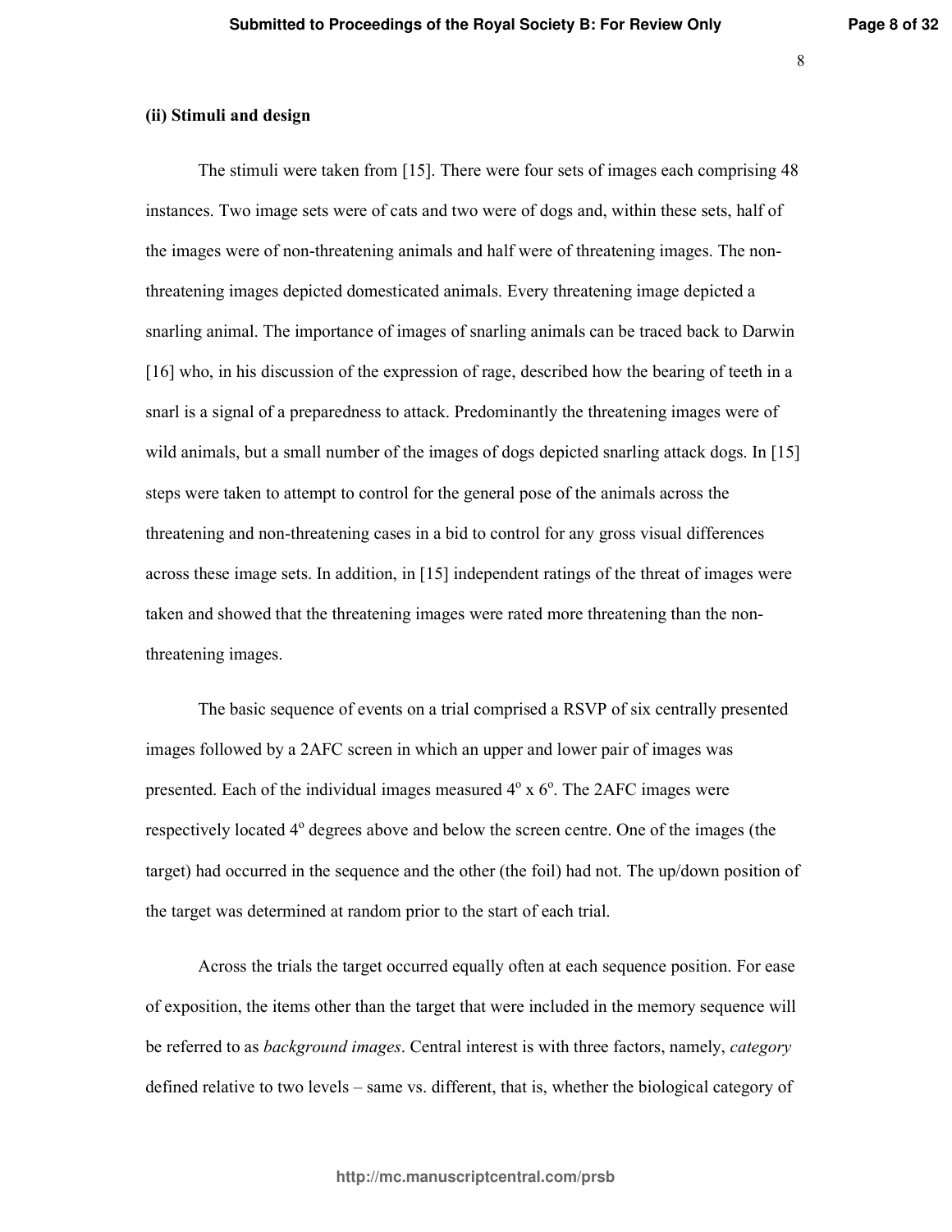### (ii) Stimuli and design

The stimuli were taken from [15]. There were four sets of images each comprising 48 instances. Two image sets were of cats and two were of dogs and, within these sets, half of the images were of non-threatening animals and half were of threatening images. The non-threatening images depicted domesticated animals. Every threatening image depicted a snarling animal. The importance of images of snarling animals can be traced back to Darwin [16] who, in his discussion of the expression of rage, described how the bearing of teeth in a snarl is a signal of a preparedness to attack. Predominantly the threatening images were of wild animals, but a small number of the images of dogs depicted snarling attack dogs. In [15] steps were taken to attempt to control for the general pose of the animals across the threatening and non-threatening cases in a bid to control for any gross visual differences across these image sets. In addition, in [15] independent ratings of the threat of images were taken and showed that the threatening images were rated more threatening than the non-threatening images.

The basic sequence of events on a trial comprised a RSVP of six centrally presented images followed by a 2AFC screen in which an upper and lower pair of images was presented. Each of the individual images measured $4^{o}$ x $6^{o}$. The 2AFC images were respectively located $4^{o}$ degrees above and below the screen centre. One of the images (the target) had occurred in the sequence and the other (the foil) had not. The up/down position of the target was determined at random prior to the start of each trial.

Across the trials the target occurred equally often at each sequence position. For ease of exposition, the items other than the target that were included in the memory sequence will be referred to as *background images*. Central interest is with three factors, namely, *category* defined relative to two levels – same vs. different, that is, whether the biological category of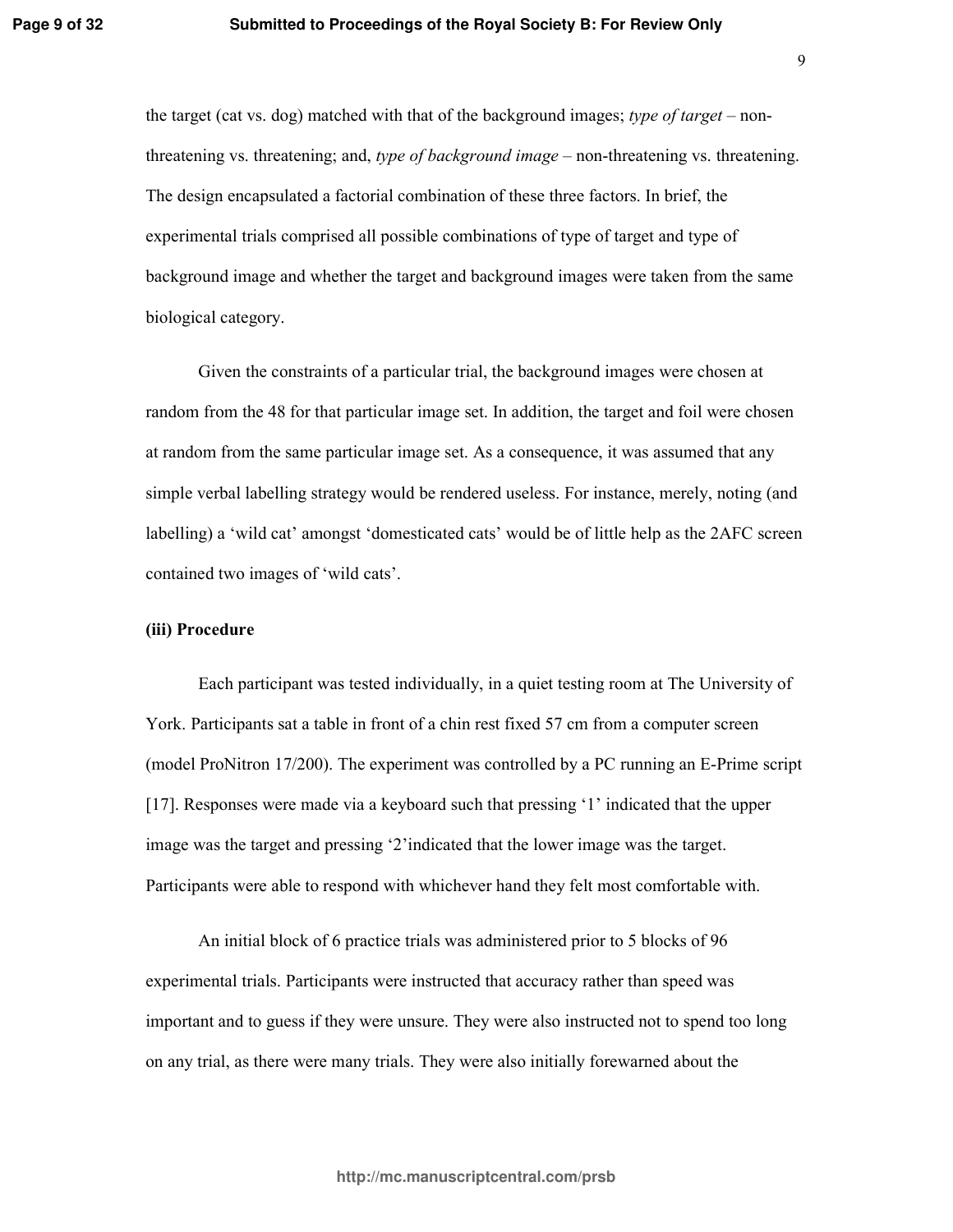the target (cat vs. dog) matched with that of the background images; *type of target* – non-threatening vs. threatening; and, *type of background image* – non-threatening vs. threatening. The design encapsulated a factorial combination of these three factors. In brief, the experimental trials comprised all possible combinations of type of target and type of background image and whether the target and background images were taken from the same biological category.

Given the constraints of a particular trial, the background images were chosen at random from the 48 for that particular image set. In addition, the target and foil were chosen at random from the same particular image set. As a consequence, it was assumed that any simple verbal labelling strategy would be rendered useless. For instance, merely, noting (and labelling) a 'wild cat' amongst 'domesticated cats' would be of little help as the 2AFC screen contained two images of 'wild cats'.

**(iii) Procedure**

Each participant was tested individually, in a quiet testing room at The University of York. Participants sat a table in front of a chin rest fixed 57 cm from a computer screen (model ProNitron 17/200). The experiment was controlled by a PC running an E-Prime script [17]. Responses were made via a keyboard such that pressing '1' indicated that the upper image was the target and pressing '2'indicated that the lower image was the target. Participants were able to respond with whichever hand they felt most comfortable with.

An initial block of 6 practice trials was administered prior to 5 blocks of 96 experimental trials. Participants were instructed that accuracy rather than speed was important and to guess if they were unsure. They were also instructed not to spend too long on any trial, as there were many trials. They were also initially forewarned about the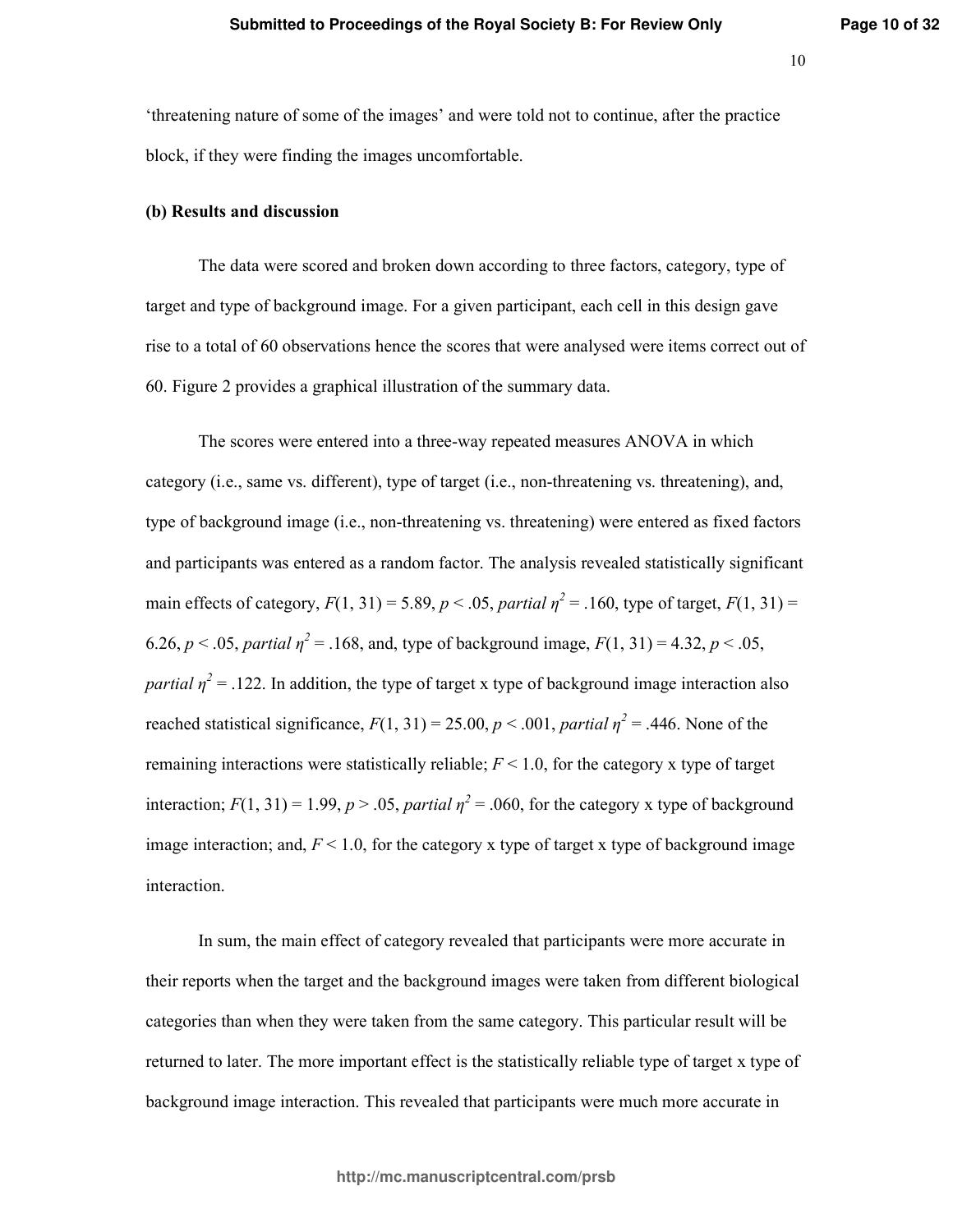'threatening nature of some of the images' and were told not to continue, after the practice block, if they were finding the images uncomfortable.

**(b) Results and discussion**

The data were scored and broken down according to three factors, category, type of target and type of background image. For a given participant, each cell in this design gave rise to a total of 60 observations hence the scores that were analysed were items correct out of 60. Figure 2 provides a graphical illustration of the summary data.

The scores were entered into a three-way repeated measures ANOVA in which category (i.e., same vs. different), type of target (i.e., non-threatening vs. threatening), and, type of background image (i.e., non-threatening vs. threatening) were entered as fixed factors and participants was entered as a random factor. The analysis revealed statistically significant main effects of category, $F(1, 31) = 5.89$, $p < .05$, *partial* $\eta^2 = .160$, type of target, $F(1, 31) = 6.26$, $p < .05$, *partial* $\eta^2 = .168$, and, type of background image, $F(1, 31) = 4.32$, $p < .05$, *partial* $\eta^2 = .122$. In addition, the type of target x type of background image interaction also reached statistical significance, $F(1, 31) = 25.00$, $p < .001$, *partial* $\eta^2 = .446$. None of the remaining interactions were statistically reliable; $F < 1.0$, for the category x type of target interaction; $F(1, 31) = 1.99$, $p > .05$, *partial* $\eta^2 = .060$, for the category x type of background image interaction; and, $F < 1.0$, for the category x type of target x type of background image interaction.

In sum, the main effect of category revealed that participants were more accurate in their reports when the target and the background images were taken from different biological categories than when they were taken from the same category. This particular result will be returned to later. The more important effect is the statistically reliable type of target x type of background image interaction. This revealed that participants were much more accurate in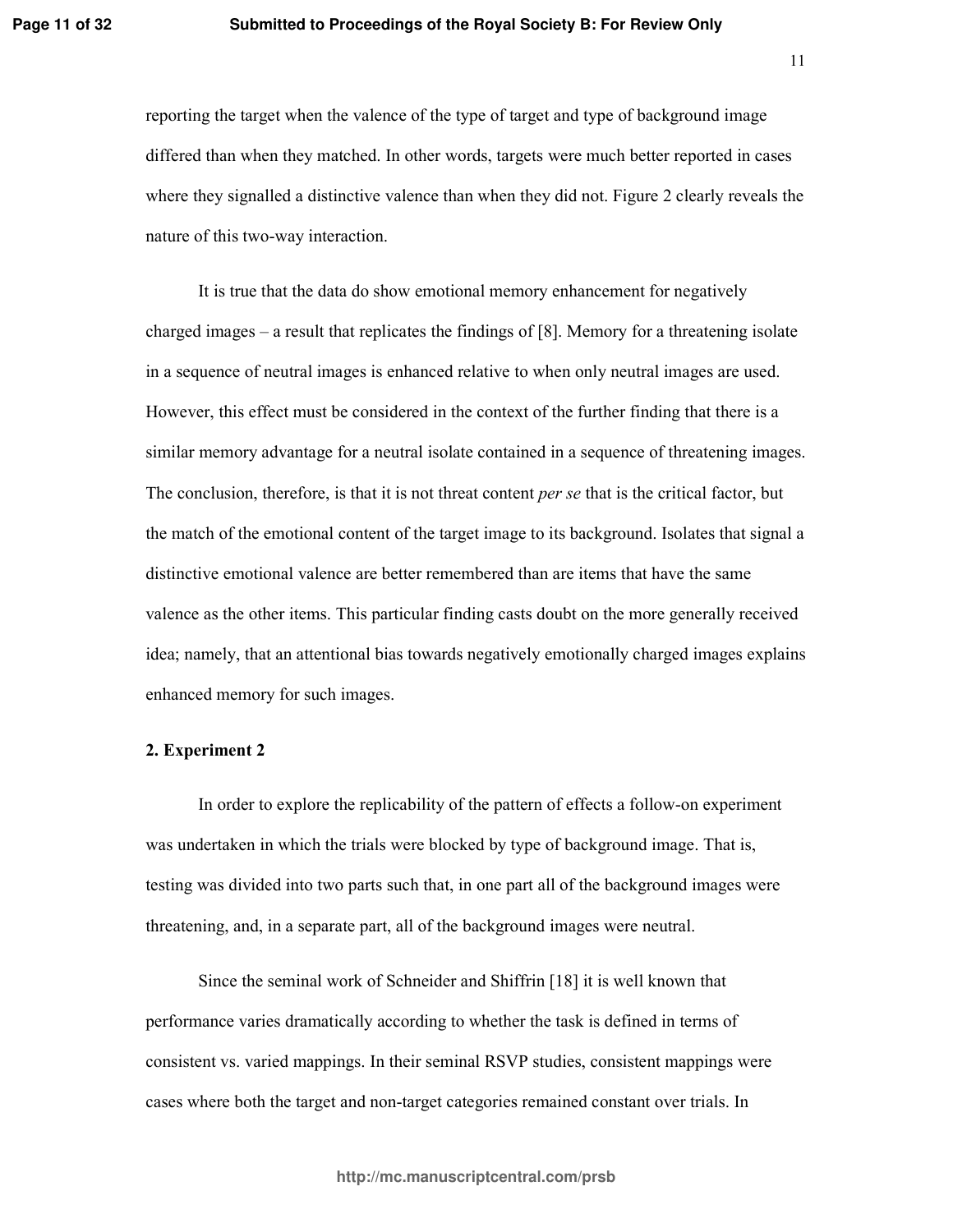reporting the target when the valence of the type of target and type of background image differed than when they matched. In other words, targets were much better reported in cases where they signalled a distinctive valence than when they did not. Figure 2 clearly reveals the nature of this two-way interaction.

It is true that the data do show emotional memory enhancement for negatively charged images – a result that replicates the findings of [8]. Memory for a threatening isolate in a sequence of neutral images is enhanced relative to when only neutral images are used. However, this effect must be considered in the context of the further finding that there is a similar memory advantage for a neutral isolate contained in a sequence of threatening images. The conclusion, therefore, is that it is not threat content *per se* that is the critical factor, but the match of the emotional content of the target image to its background. Isolates that signal a distinctive emotional valence are better remembered than are items that have the same valence as the other items. This particular finding casts doubt on the more generally received idea; namely, that an attentional bias towards negatively emotionally charged images explains enhanced memory for such images.

## 2. Experiment 2

In order to explore the replicability of the pattern of effects a follow-on experiment was undertaken in which the trials were blocked by type of background image. That is, testing was divided into two parts such that, in one part all of the background images were threatening, and, in a separate part, all of the background images were neutral.

Since the seminal work of Schneider and Shiffrin [18] it is well known that performance varies dramatically according to whether the task is defined in terms of consistent vs. varied mappings. In their seminal RSVP studies, consistent mappings were cases where both the target and non-target categories remained constant over trials. In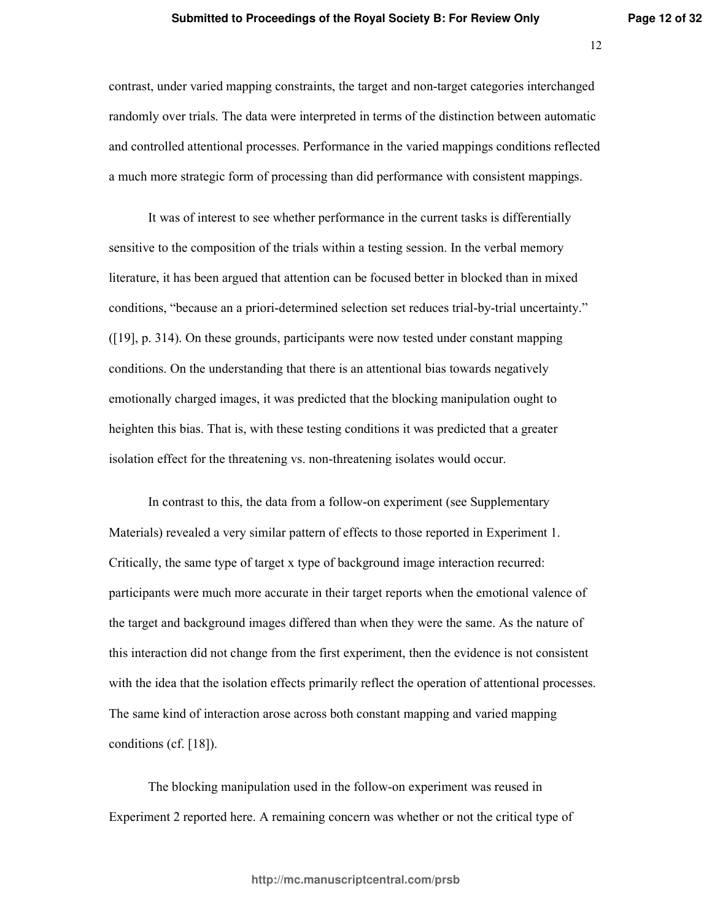contrast, under varied mapping constraints, the target and non-target categories interchanged randomly over trials. The data were interpreted in terms of the distinction between automatic and controlled attentional processes. Performance in the varied mappings conditions reflected a much more strategic form of processing than did performance with consistent mappings.

It was of interest to see whether performance in the current tasks is differentially sensitive to the composition of the trials within a testing session. In the verbal memory literature, it has been argued that attention can be focused better in blocked than in mixed conditions, "because an a priori-determined selection set reduces trial-by-trial uncertainty." ([19], p. 314). On these grounds, participants were now tested under constant mapping conditions. On the understanding that there is an attentional bias towards negatively emotionally charged images, it was predicted that the blocking manipulation ought to heighten this bias. That is, with these testing conditions it was predicted that a greater isolation effect for the threatening vs. non-threatening isolates would occur.

In contrast to this, the data from a follow-on experiment (see Supplementary Materials) revealed a very similar pattern of effects to those reported in Experiment 1. Critically, the same type of target x type of background image interaction recurred: participants were much more accurate in their target reports when the emotional valence of the target and background images differed than when they were the same. As the nature of this interaction did not change from the first experiment, then the evidence is not consistent with the idea that the isolation effects primarily reflect the operation of attentional processes. The same kind of interaction arose across both constant mapping and varied mapping conditions (cf. [18]).

The blocking manipulation used in the follow-on experiment was reused in Experiment 2 reported here. A remaining concern was whether or not the critical type of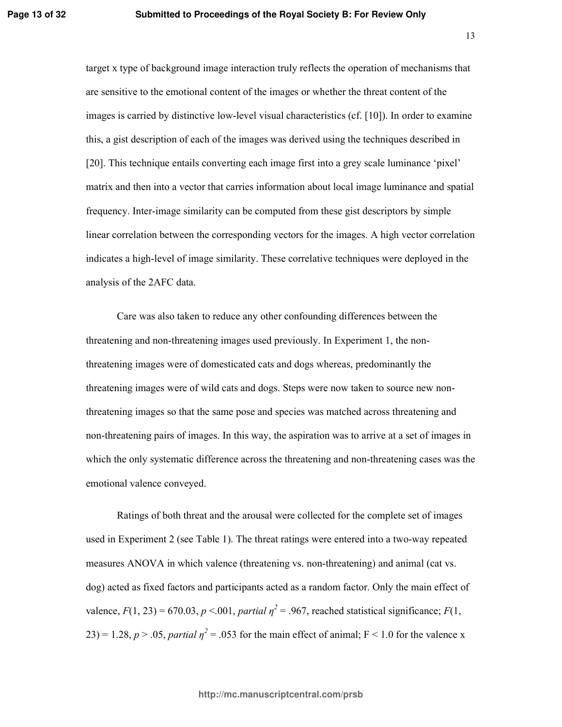target x type of background image interaction truly reflects the operation of mechanisms that are sensitive to the emotional content of the images or whether the threat content of the images is carried by distinctive low-level visual characteristics (cf. [10]). In order to examine this, a gist description of each of the images was derived using the techniques described in [20]. This technique entails converting each image first into a grey scale luminance 'pixel' matrix and then into a vector that carries information about local image luminance and spatial frequency. Inter-image similarity can be computed from these gist descriptors by simple linear correlation between the corresponding vectors for the images. A high vector correlation indicates a high-level of image similarity. These correlative techniques were deployed in the analysis of the 2AFC data.

Care was also taken to reduce any other confounding differences between the threatening and non-threatening images used previously. In Experiment 1, the non-threatening images were of domesticated cats and dogs whereas, predominantly the threatening images were of wild cats and dogs. Steps were now taken to source new non-threatening images so that the same pose and species was matched across threatening and non-threatening pairs of images. In this way, the aspiration was to arrive at a set of images in which the only systematic difference across the threatening and non-threatening cases was the emotional valence conveyed.

Ratings of both threat and the arousal were collected for the complete set of images used in Experiment 2 (see Table 1). The threat ratings were entered into a two-way repeated measures ANOVA in which valence (threatening vs. non-threatening) and animal (cat vs. dog) acted as fixed factors and participants acted as a random factor. Only the main effect of valence, $F(1, 23) = 670.03$, $p < .001$, *partial* $\eta^2 = .967$, reached statistical significance; $F(1, 23) = 1.28$, $p > .05$, *partial* $\eta^2 = .053$ for the main effect of animal; $F < 1.0$ for the valence x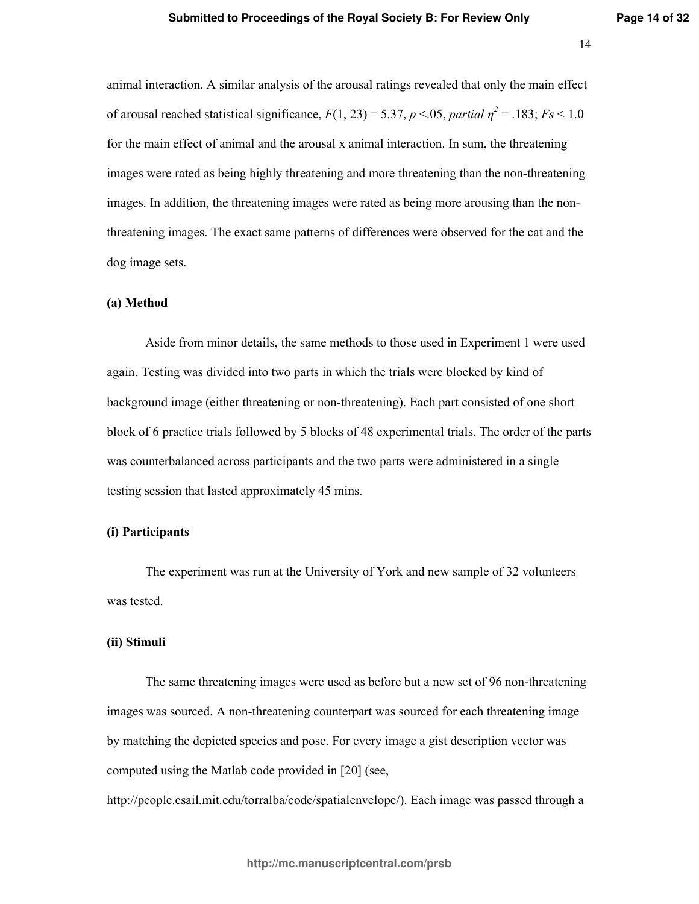animal interaction. A similar analysis of the arousal ratings revealed that only the main effect of arousal reached statistical significance, $F(1, 23) = 5.37$, $p < .05$, *partial* $\eta^2 = .183$; $Fs < 1.0$ for the main effect of animal and the arousal x animal interaction. In sum, the threatening images were rated as being highly threatening and more threatening than the non-threatening images. In addition, the threatening images were rated as being more arousing than the non-threatening images. The exact same patterns of differences were observed for the cat and the dog image sets.

**(a) Method**

Aside from minor details, the same methods to those used in Experiment 1 were used again. Testing was divided into two parts in which the trials were blocked by kind of background image (either threatening or non-threatening). Each part consisted of one short block of 6 practice trials followed by 5 blocks of 48 experimental trials. The order of the parts was counterbalanced across participants and the two parts were administered in a single testing session that lasted approximately 45 mins.

**(i) Participants**

The experiment was run at the University of York and new sample of 32 volunteers was tested.

**(ii) Stimuli**

The same threatening images were used as before but a new set of 96 non-threatening images was sourced. A non-threatening counterpart was sourced for each threatening image by matching the depicted species and pose. For every image a gist description vector was computed using the Matlab code provided in [20] (see, http://people.csail.mit.edu/torralba/code/spatialenvelope/). Each image was passed through a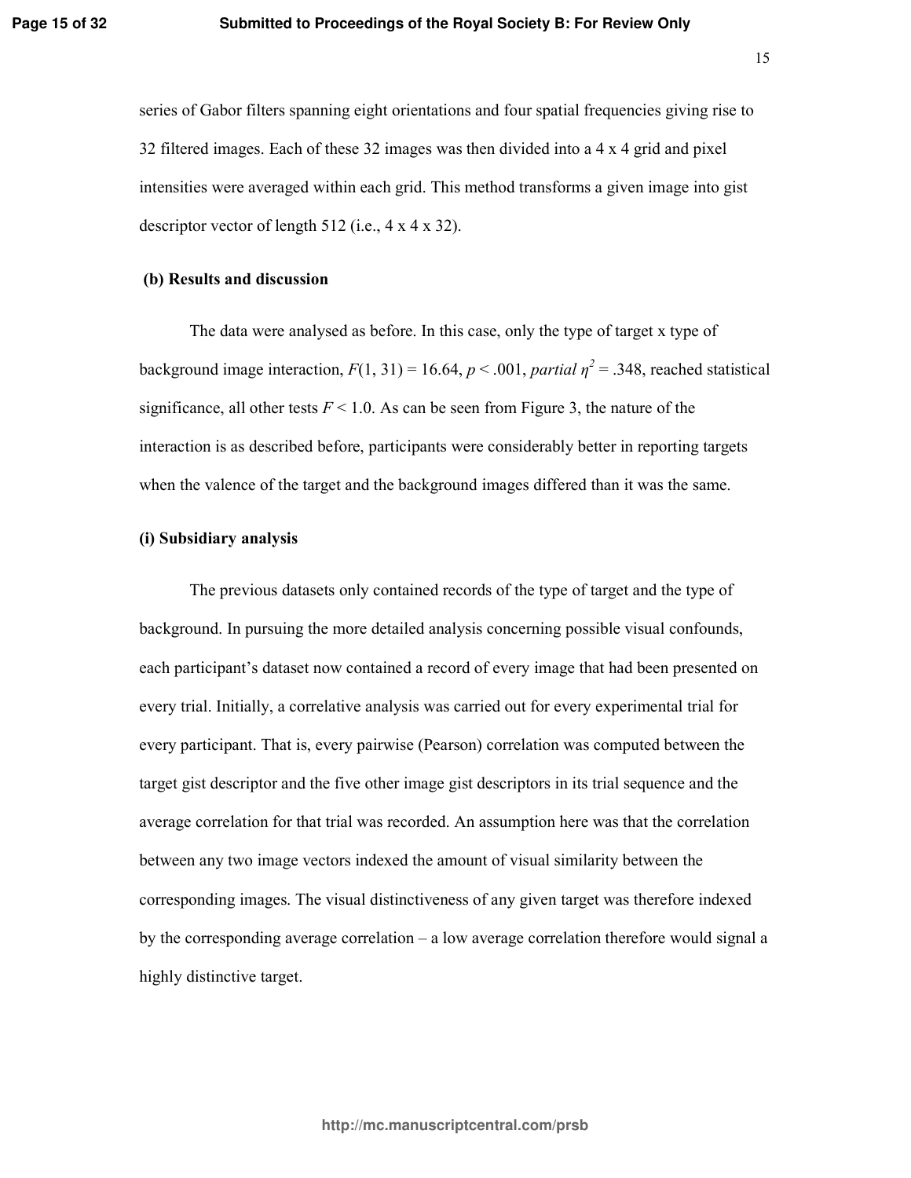series of Gabor filters spanning eight orientations and four spatial frequencies giving rise to 32 filtered images. Each of these 32 images was then divided into a 4 x 4 grid and pixel intensities were averaged within each grid. This method transforms a given image into gist descriptor vector of length 512 (i.e., 4 x 4 x 32).

### (b) Results and discussion

The data were analysed as before. In this case, only the type of target x type of background image interaction, $F(1, 31) = 16.64$, $p < .001$, *partial* $\eta^2 = .348$, reached statistical significance, all other tests $F < 1.0$. As can be seen from Figure 3, the nature of the interaction is as described before, participants were considerably better in reporting targets when the valence of the target and the background images differed than it was the same.

### (i) Subsidiary analysis

The previous datasets only contained records of the type of target and the type of background. In pursuing the more detailed analysis concerning possible visual confounds, each participant's dataset now contained a record of every image that had been presented on every trial. Initially, a correlative analysis was carried out for every experimental trial for every participant. That is, every pairwise (Pearson) correlation was computed between the target gist descriptor and the five other image gist descriptors in its trial sequence and the average correlation for that trial was recorded. An assumption here was that the correlation between any two image vectors indexed the amount of visual similarity between the corresponding images. The visual distinctiveness of any given target was therefore indexed by the corresponding average correlation – a low average correlation therefore would signal a highly distinctive target.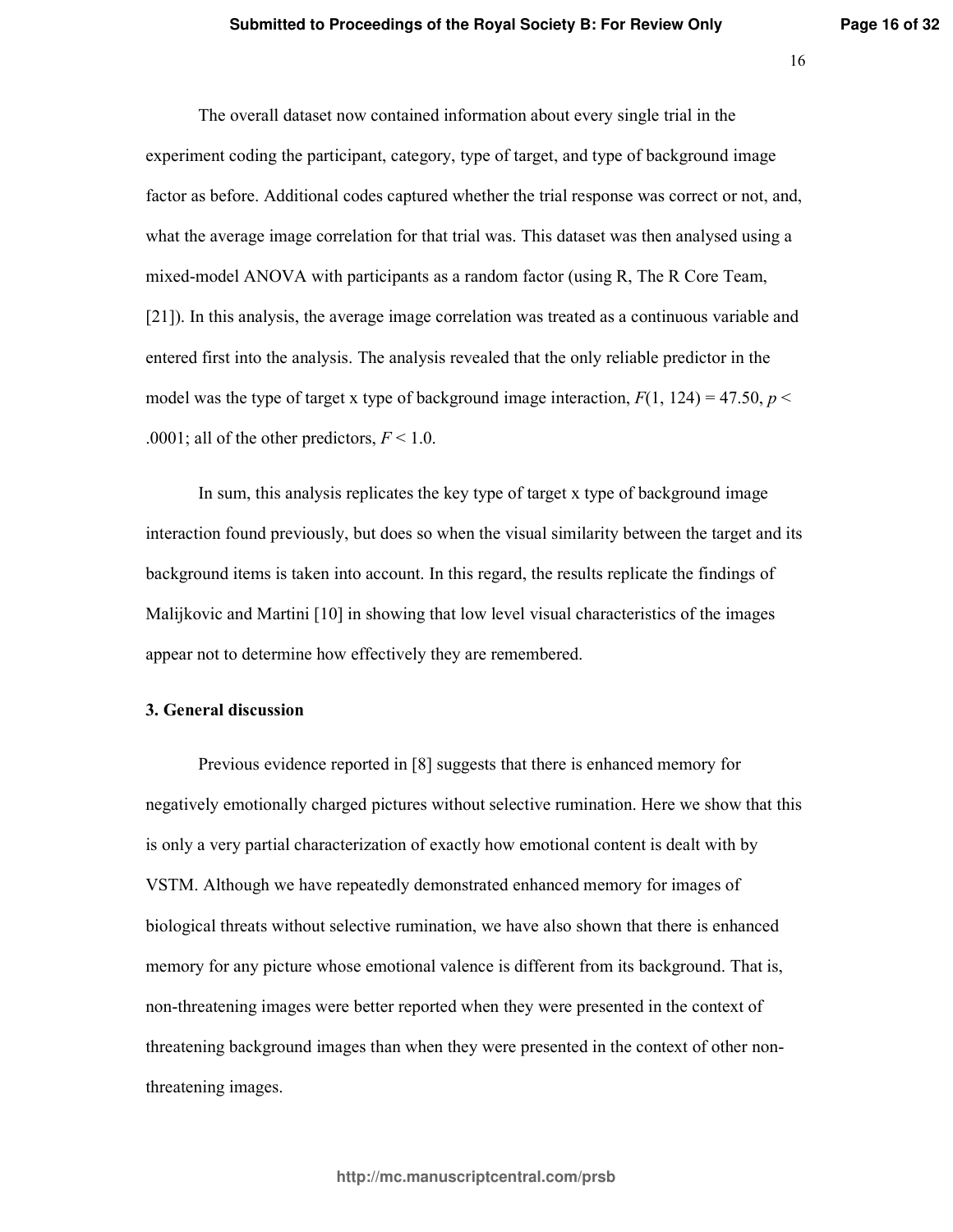The overall dataset now contained information about every single trial in the experiment coding the participant, category, type of target, and type of background image factor as before. Additional codes captured whether the trial response was correct or not, and, what the average image correlation for that trial was. This dataset was then analysed using a mixed-model ANOVA with participants as a random factor (using R, The R Core Team, [21]). In this analysis, the average image correlation was treated as a continuous variable and entered first into the analysis. The analysis revealed that the only reliable predictor in the model was the type of target x type of background image interaction, $F(1, 124) = 47.50$, $p < .0001$; all of the other predictors, $F < 1.0$.

In sum, this analysis replicates the key type of target x type of background image interaction found previously, but does so when the visual similarity between the target and its background items is taken into account. In this regard, the results replicate the findings of Malijkovic and Martini [10] in showing that low level visual characteristics of the images appear not to determine how effectively they are remembered.

## 3. General discussion

Previous evidence reported in [8] suggests that there is enhanced memory for negatively emotionally charged pictures without selective rumination. Here we show that this is only a very partial characterization of exactly how emotional content is dealt with by VSTM. Although we have repeatedly demonstrated enhanced memory for images of biological threats without selective rumination, we have also shown that there is enhanced memory for any picture whose emotional valence is different from its background. That is, non-threatening images were better reported when they were presented in the context of threatening background images than when they were presented in the context of other non-threatening images.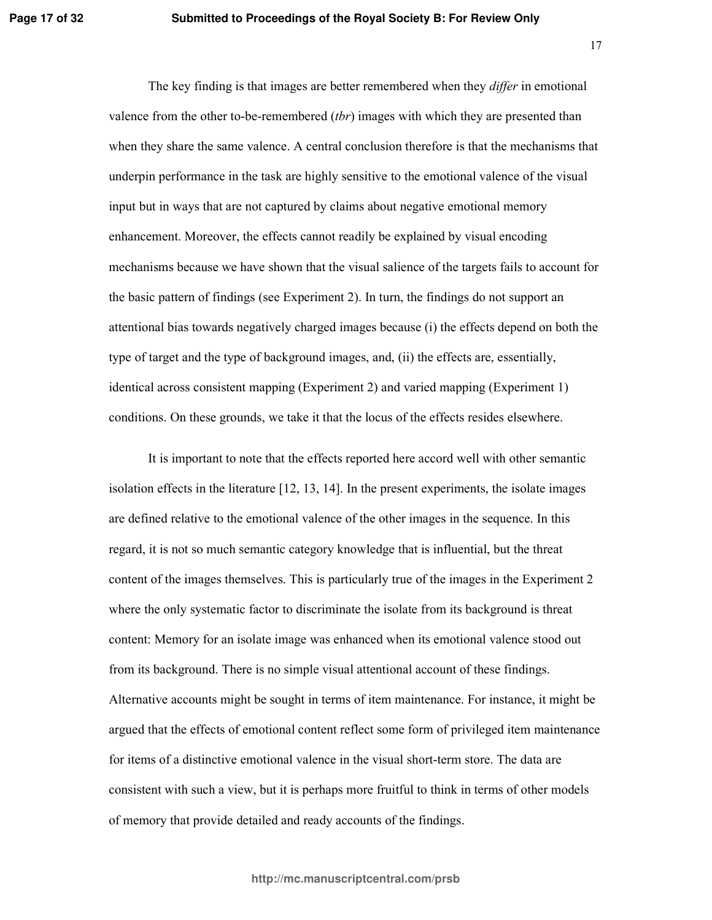The key finding is that images are better remembered when they *differ* in emotional valence from the other to-be-remembered (*tbr*) images with which they are presented than when they share the same valence. A central conclusion therefore is that the mechanisms that underpin performance in the task are highly sensitive to the emotional valence of the visual input but in ways that are not captured by claims about negative emotional memory enhancement. Moreover, the effects cannot readily be explained by visual encoding mechanisms because we have shown that the visual salience of the targets fails to account for the basic pattern of findings (see Experiment 2). In turn, the findings do not support an attentional bias towards negatively charged images because (i) the effects depend on both the type of target and the type of background images, and, (ii) the effects are, essentially, identical across consistent mapping (Experiment 2) and varied mapping (Experiment 1) conditions. On these grounds, we take it that the locus of the effects resides elsewhere.

It is important to note that the effects reported here accord well with other semantic isolation effects in the literature [12, 13, 14]. In the present experiments, the isolate images are defined relative to the emotional valence of the other images in the sequence. In this regard, it is not so much semantic category knowledge that is influential, but the threat content of the images themselves. This is particularly true of the images in the Experiment 2 where the only systematic factor to discriminate the isolate from its background is threat content: Memory for an isolate image was enhanced when its emotional valence stood out from its background. There is no simple visual attentional account of these findings. Alternative accounts might be sought in terms of item maintenance. For instance, it might be argued that the effects of emotional content reflect some form of privileged item maintenance for items of a distinctive emotional valence in the visual short-term store. The data are consistent with such a view, but it is perhaps more fruitful to think in terms of other models of memory that provide detailed and ready accounts of the findings.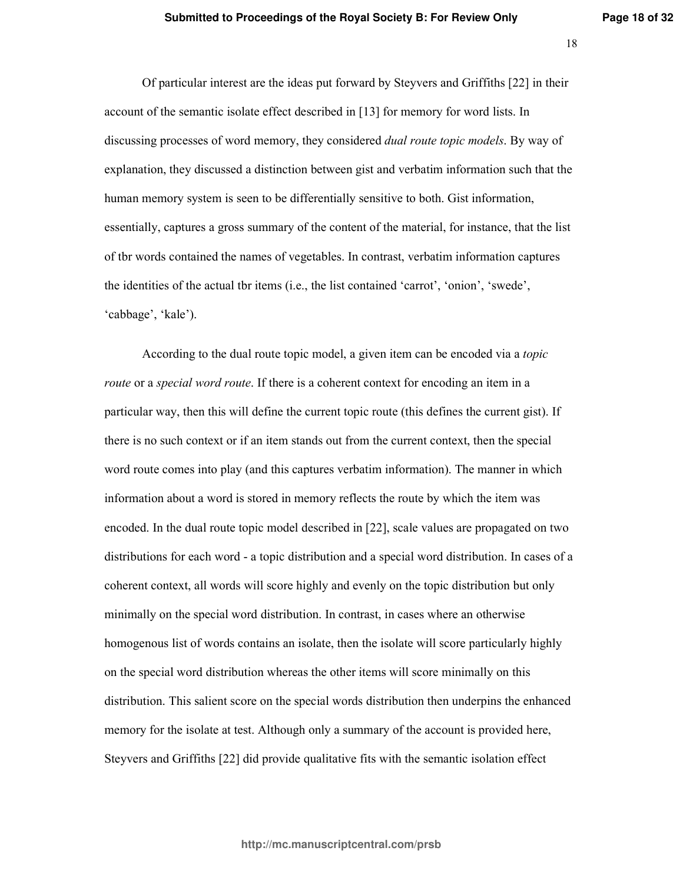Of particular interest are the ideas put forward by Steyvers and Griffiths [22] in their account of the semantic isolate effect described in [13] for memory for word lists. In discussing processes of word memory, they considered *dual route topic models*. By way of explanation, they discussed a distinction between gist and verbatim information such that the human memory system is seen to be differentially sensitive to both. Gist information, essentially, captures a gross summary of the content of the material, for instance, that the list of tbr words contained the names of vegetables. In contrast, verbatim information captures the identities of the actual tbr items (i.e., the list contained 'carrot', 'onion', 'swede', 'cabbage', 'kale').

According to the dual route topic model, a given item can be encoded via a *topic route* or a *special word route*. If there is a coherent context for encoding an item in a particular way, then this will define the current topic route (this defines the current gist). If there is no such context or if an item stands out from the current context, then the special word route comes into play (and this captures verbatim information). The manner in which information about a word is stored in memory reflects the route by which the item was encoded. In the dual route topic model described in [22], scale values are propagated on two distributions for each word - a topic distribution and a special word distribution. In cases of a coherent context, all words will score highly and evenly on the topic distribution but only minimally on the special word distribution. In contrast, in cases where an otherwise homogenous list of words contains an isolate, then the isolate will score particularly highly on the special word distribution whereas the other items will score minimally on this distribution. This salient score on the special words distribution then underpins the enhanced memory for the isolate at test. Although only a summary of the account is provided here, Steyvers and Griffiths [22] did provide qualitative fits with the semantic isolation effect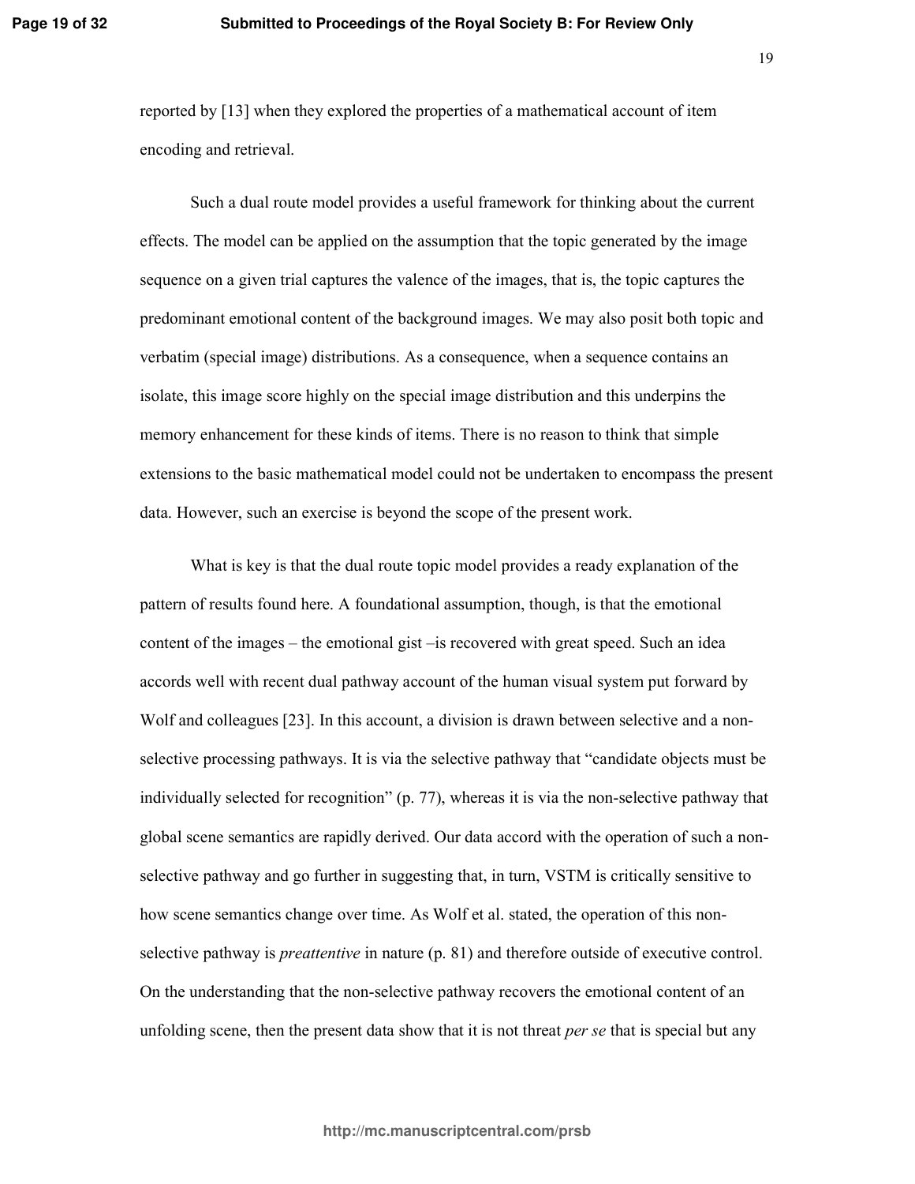reported by [13] when they explored the properties of a mathematical account of item encoding and retrieval.

Such a dual route model provides a useful framework for thinking about the current effects. The model can be applied on the assumption that the topic generated by the image sequence on a given trial captures the valence of the images, that is, the topic captures the predominant emotional content of the background images. We may also posit both topic and verbatim (special image) distributions. As a consequence, when a sequence contains an isolate, this image score highly on the special image distribution and this underpins the memory enhancement for these kinds of items. There is no reason to think that simple extensions to the basic mathematical model could not be undertaken to encompass the present data. However, such an exercise is beyond the scope of the present work.

What is key is that the dual route topic model provides a ready explanation of the pattern of results found here. A foundational assumption, though, is that the emotional content of the images – the emotional gist –is recovered with great speed. Such an idea accords well with recent dual pathway account of the human visual system put forward by Wolf and colleagues [23]. In this account, a division is drawn between selective and a non-selective processing pathways. It is via the selective pathway that "candidate objects must be individually selected for recognition" (p. 77), whereas it is via the non-selective pathway that global scene semantics are rapidly derived. Our data accord with the operation of such a non-selective pathway and go further in suggesting that, in turn, VSTM is critically sensitive to how scene semantics change over time. As Wolf et al. stated, the operation of this non-selective pathway is *preattentive* in nature (p. 81) and therefore outside of executive control. On the understanding that the non-selective pathway recovers the emotional content of an unfolding scene, then the present data show that it is not threat *per se* that is special but any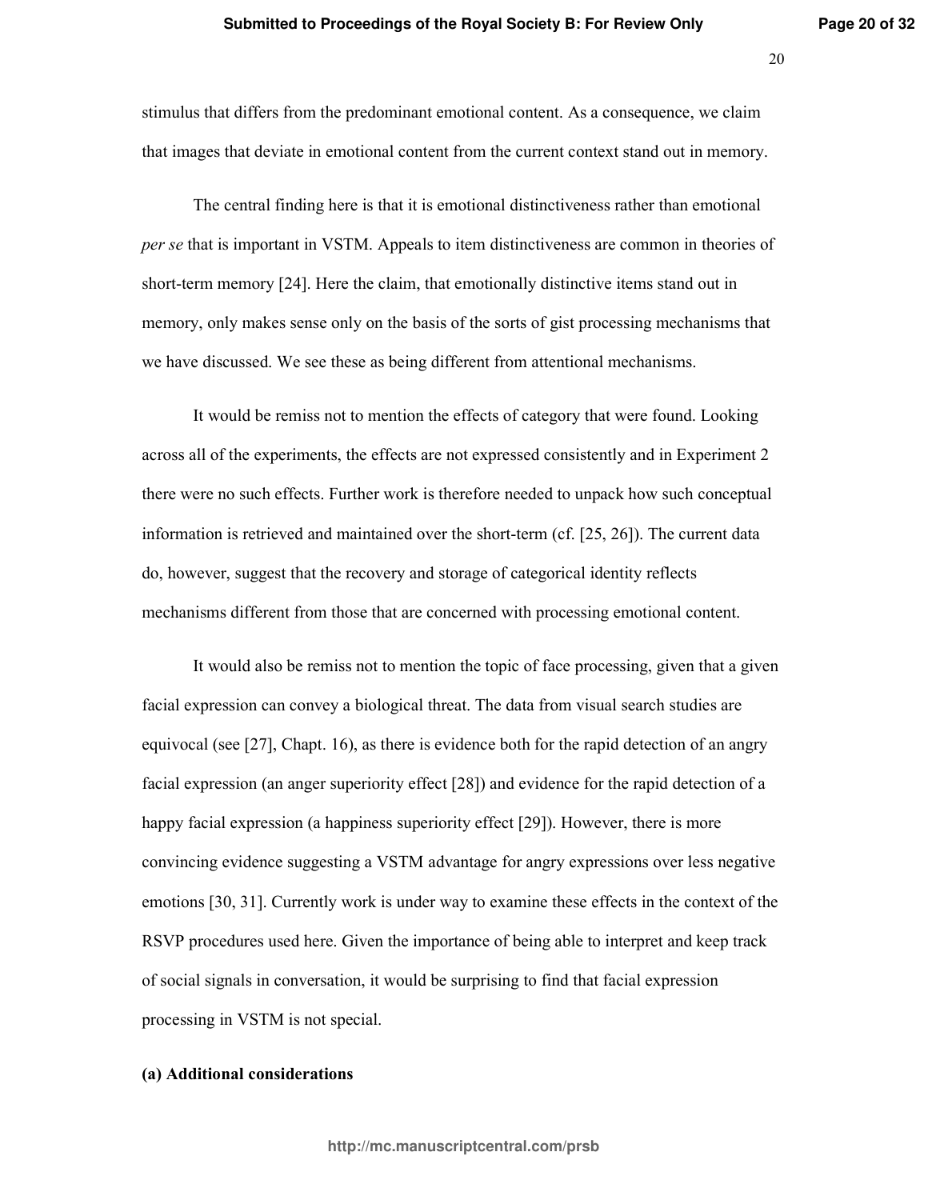stimulus that differs from the predominant emotional content. As a consequence, we claim that images that deviate in emotional content from the current context stand out in memory.

The central finding here is that it is emotional distinctiveness rather than emotional *per se* that is important in VSTM. Appeals to item distinctiveness are common in theories of short-term memory [24]. Here the claim, that emotionally distinctive items stand out in memory, only makes sense only on the basis of the sorts of gist processing mechanisms that we have discussed. We see these as being different from attentional mechanisms.

It would be remiss not to mention the effects of category that were found. Looking across all of the experiments, the effects are not expressed consistently and in Experiment 2 there were no such effects. Further work is therefore needed to unpack how such conceptual information is retrieved and maintained over the short-term (cf. [25, 26]). The current data do, however, suggest that the recovery and storage of categorical identity reflects mechanisms different from those that are concerned with processing emotional content.

It would also be remiss not to mention the topic of face processing, given that a given facial expression can convey a biological threat. The data from visual search studies are equivocal (see [27], Chapt. 16), as there is evidence both for the rapid detection of an angry facial expression (an anger superiority effect [28]) and evidence for the rapid detection of a happy facial expression (a happiness superiority effect [29]). However, there is more convincing evidence suggesting a VSTM advantage for angry expressions over less negative emotions [30, 31]. Currently work is under way to examine these effects in the context of the RSVP procedures used here. Given the importance of being able to interpret and keep track of social signals in conversation, it would be surprising to find that facial expression processing in VSTM is not special.

**(a) Additional considerations**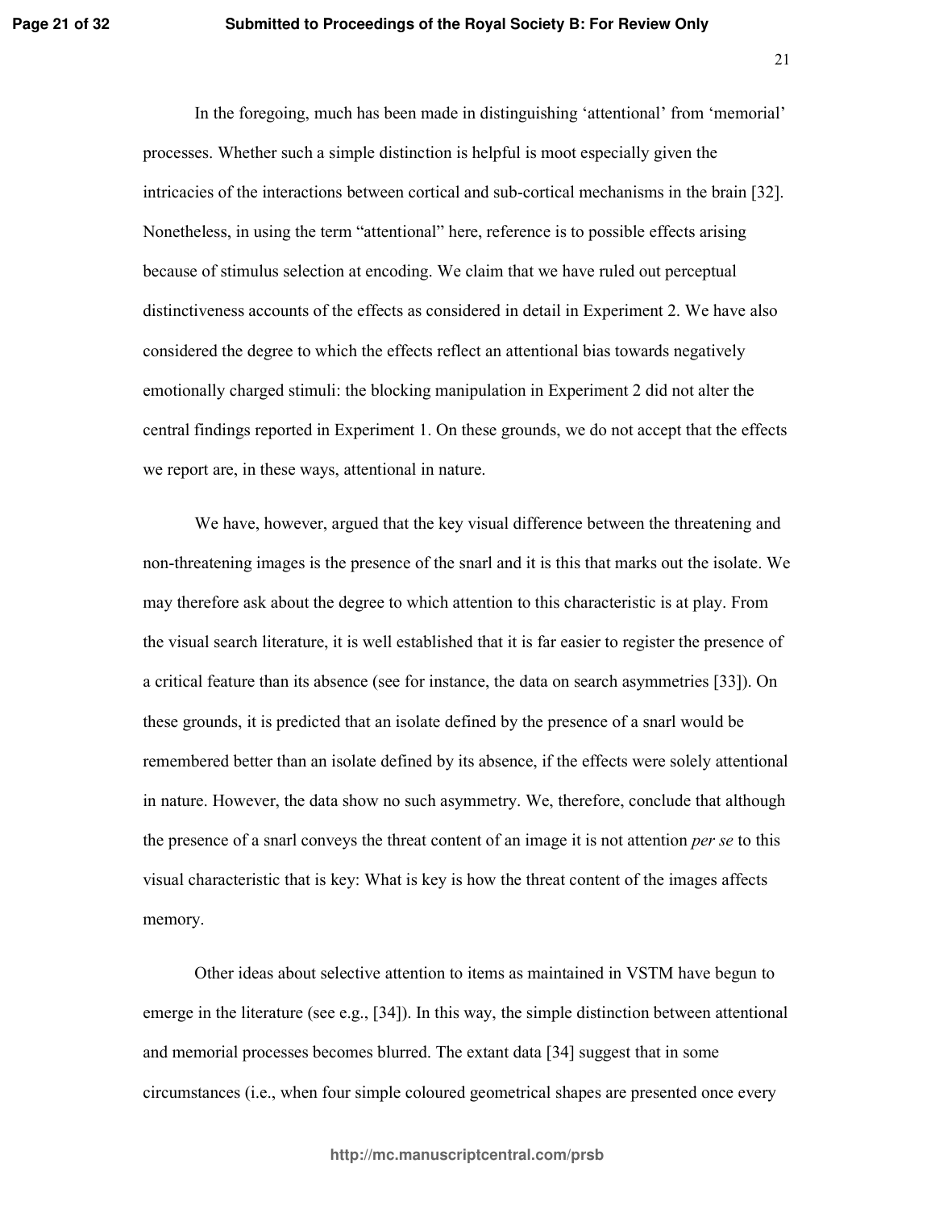In the foregoing, much has been made in distinguishing 'attentional' from 'memorial' processes. Whether such a simple distinction is helpful is moot especially given the intricacies of the interactions between cortical and sub-cortical mechanisms in the brain [32]. Nonetheless, in using the term "attentional" here, reference is to possible effects arising because of stimulus selection at encoding. We claim that we have ruled out perceptual distinctiveness accounts of the effects as considered in detail in Experiment 2. We have also considered the degree to which the effects reflect an attentional bias towards negatively emotionally charged stimuli: the blocking manipulation in Experiment 2 did not alter the central findings reported in Experiment 1. On these grounds, we do not accept that the effects we report are, in these ways, attentional in nature.

We have, however, argued that the key visual difference between the threatening and non-threatening images is the presence of the snarl and it is this that marks out the isolate. We may therefore ask about the degree to which attention to this characteristic is at play. From the visual search literature, it is well established that it is far easier to register the presence of a critical feature than its absence (see for instance, the data on search asymmetries [33]). On these grounds, it is predicted that an isolate defined by the presence of a snarl would be remembered better than an isolate defined by its absence, if the effects were solely attentional in nature. However, the data show no such asymmetry. We, therefore, conclude that although the presence of a snarl conveys the threat content of an image it is not attention *per se* to this visual characteristic that is key: What is key is how the threat content of the images affects memory.

Other ideas about selective attention to items as maintained in VSTM have begun to emerge in the literature (see e.g., [34]). In this way, the simple distinction between attentional and memorial processes becomes blurred. The extant data [34] suggest that in some circumstances (i.e., when four simple coloured geometrical shapes are presented once every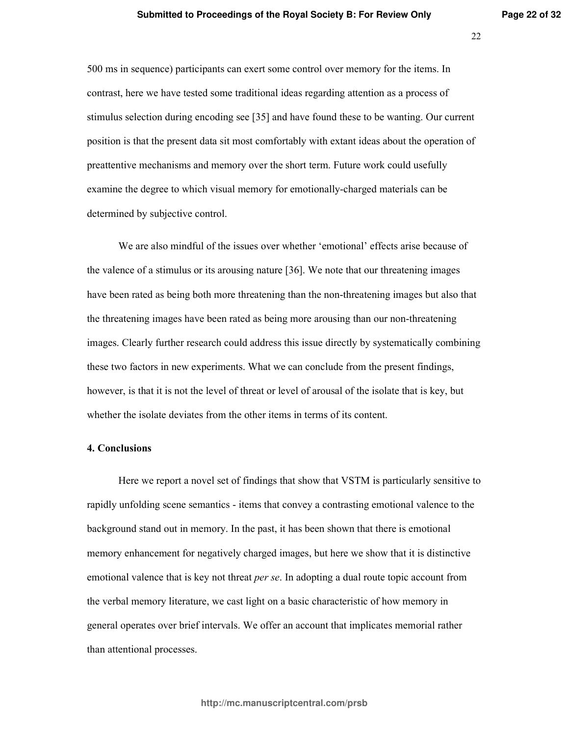500 ms in sequence) participants can exert some control over memory for the items. In contrast, here we have tested some traditional ideas regarding attention as a process of stimulus selection during encoding see [35] and have found these to be wanting. Our current position is that the present data sit most comfortably with extant ideas about the operation of preattentive mechanisms and memory over the short term. Future work could usefully examine the degree to which visual memory for emotionally-charged materials can be determined by subjective control.

We are also mindful of the issues over whether 'emotional' effects arise because of the valence of a stimulus or its arousing nature [36]. We note that our threatening images have been rated as being both more threatening than the non-threatening images but also that the threatening images have been rated as being more arousing than our non-threatening images. Clearly further research could address this issue directly by systematically combining these two factors in new experiments. What we can conclude from the present findings, however, is that it is not the level of threat or level of arousal of the isolate that is key, but whether the isolate deviates from the other items in terms of its content.

**4. Conclusions**

Here we report a novel set of findings that show that VSTM is particularly sensitive to rapidly unfolding scene semantics - items that convey a contrasting emotional valence to the background stand out in memory. In the past, it has been shown that there is emotional memory enhancement for negatively charged images, but here we show that it is distinctive emotional valence that is key not threat *per se*. In adopting a dual route topic account from the verbal memory literature, we cast light on a basic characteristic of how memory in general operates over brief intervals. We offer an account that implicates memorial rather than attentional processes.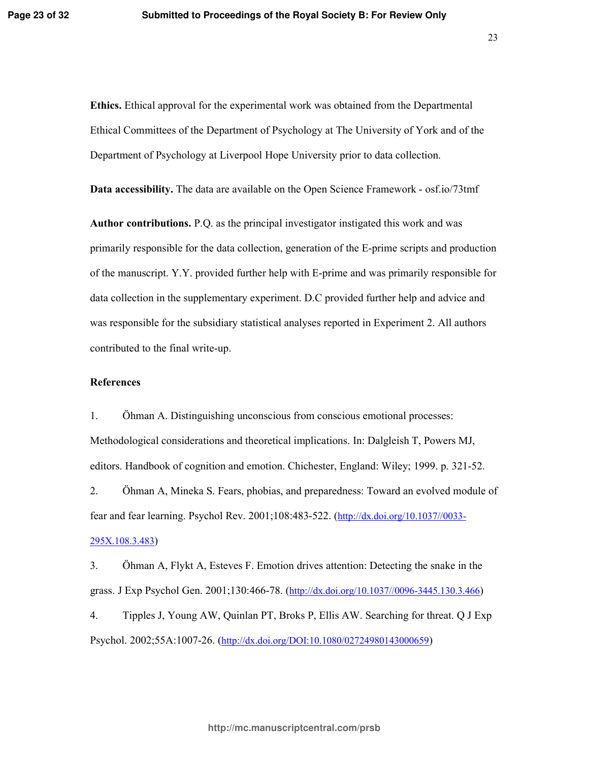**Ethics.** Ethical approval for the experimental work was obtained from the Departmental Ethical Committees of the Department of Psychology at The University of York and of the Department of Psychology at Liverpool Hope University prior to data collection.

**Data accessibility.** The data are available on the Open Science Framework - osf.io/73tmf

**Author contributions.** P.Q. as the principal investigator instigated this work and was primarily responsible for the data collection, generation of the E-prime scripts and production of the manuscript. Y.Y. provided further help with E-prime and was primarily responsible for data collection in the supplementary experiment. D.C provided further help and advice and was responsible for the subsidiary statistical analyses reported in Experiment 2. All authors contributed to the final write-up.

**References**

1. Öhman A. Distinguishing unconscious from conscious emotional processes: Methodological considerations and theoretical implications. In: Dalgleish T, Powers MJ, editors. Handbook of cognition and emotion. Chichester, England: Wiley; 1999. p. 321-52.
2. Öhman A, Mineka S. Fears, phobias, and preparedness: Toward an evolved module of fear and fear learning. Psychol Rev. 2001;108:483-522. (http://dx.doi.org/10.1037//0033-295X.108.3.483)
3. Öhman A, Flykt A, Esteves F. Emotion drives attention: Detecting the snake in the grass. J Exp Psychol Gen. 2001;130:466-78. (http://dx.doi.org/10.1037//0096-3445.130.3.466)
4. Tipples J, Young AW, Quinlan PT, Broks P, Ellis AW. Searching for threat. Q J Exp Psychol. 2002;55A:1007-26. (http://dx.doi.org/DOI:10.1080/02724980143000659)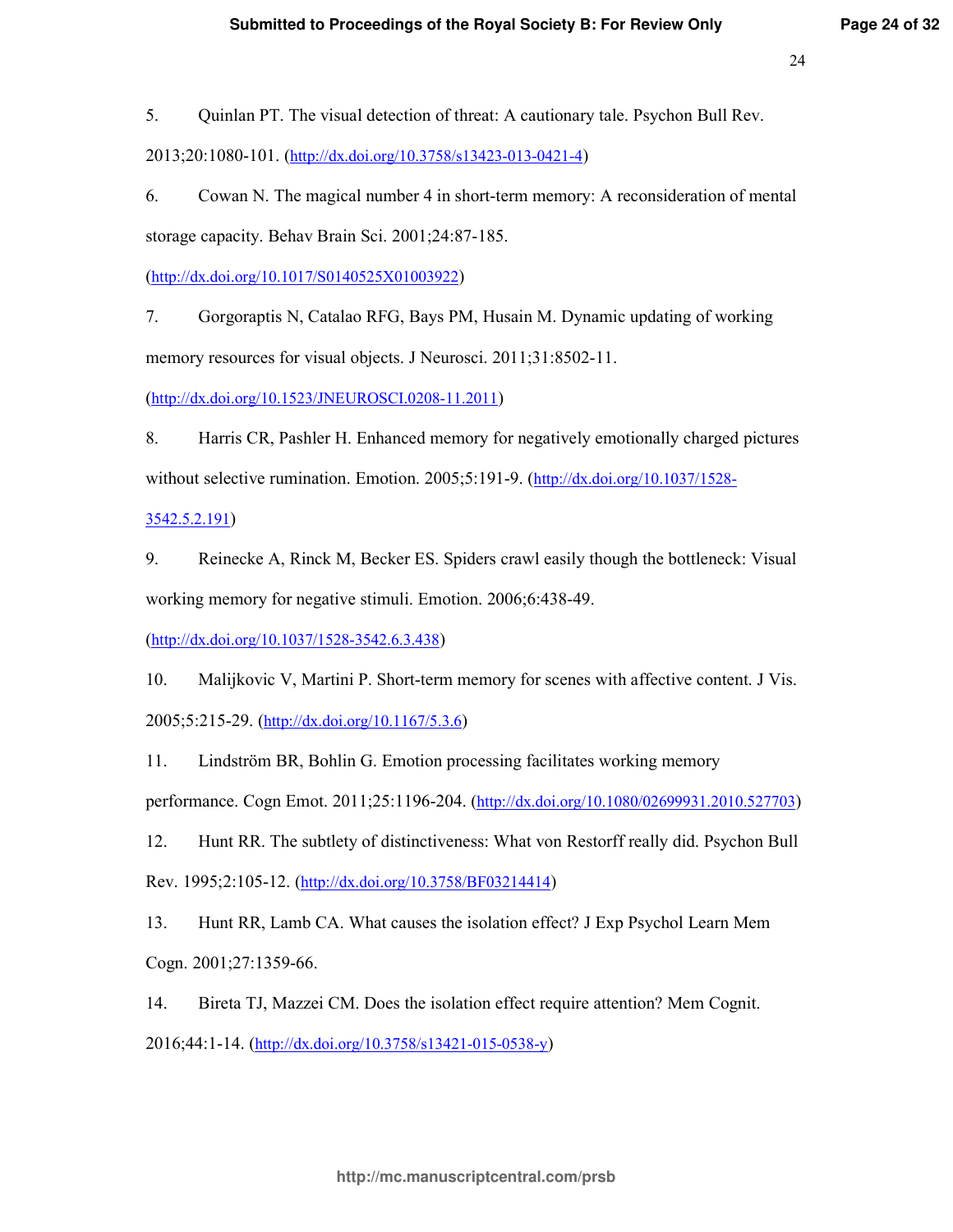5. Quinlan PT. The visual detection of threat: A cautionary tale. Psychon Bull Rev. 2013;20:1080-101. (http://dx.doi.org/10.3758/s13423-013-0421-4)

6. Cowan N. The magical number 4 in short-term memory: A reconsideration of mental storage capacity. Behav Brain Sci. 2001;24:87-185. (http://dx.doi.org/10.1017/S0140525X01003922)

7. Gorgoraptis N, Catalao RFG, Bays PM, Husain M. Dynamic updating of working memory resources for visual objects. J Neurosci. 2011;31:8502-11. (http://dx.doi.org/10.1523/JNEUROSCI.0208-11.2011)

8. Harris CR, Pashler H. Enhanced memory for negatively emotionally charged pictures without selective rumination. Emotion. 2005;5:191-9. (http://dx.doi.org/10.1037/1528-3542.5.2.191)

9. Reinecke A, Rinck M, Becker ES. Spiders crawl easily though the bottleneck: Visual working memory for negative stimuli. Emotion. 2006;6:438-49. (http://dx.doi.org/10.1037/1528-3542.6.3.438)

10. Malijkovic V, Martini P. Short-term memory for scenes with affective content. J Vis. 2005;5:215-29. (http://dx.doi.org/10.1167/5.3.6)

11. Lindström BR, Bohlin G. Emotion processing facilitates working memory performance. Cogn Emot. 2011;25:1196-204. (http://dx.doi.org/10.1080/02699931.2010.527703)

12. Hunt RR. The subtlety of distinctiveness: What von Restorff really did. Psychon Bull Rev. 1995;2:105-12. (http://dx.doi.org/10.3758/BF03214414)

13. Hunt RR, Lamb CA. What causes the isolation effect? J Exp Psychol Learn Mem Cogn. 2001;27:1359-66.

14. Bireta TJ, Mazzei CM. Does the isolation effect require attention? Mem Cognit. 2016;44:1-14. (http://dx.doi.org/10.3758/s13421-015-0538-y)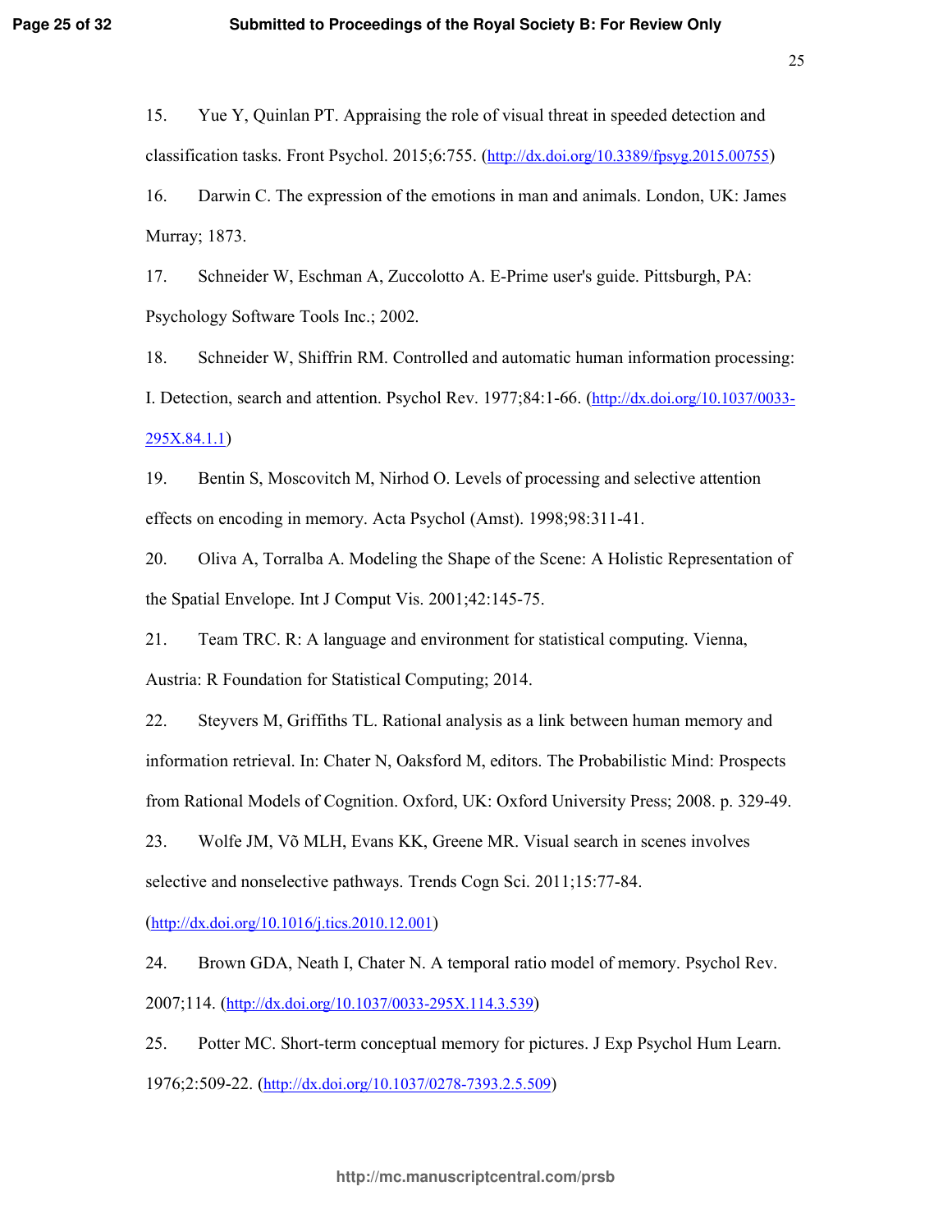15. Yue Y, Quinlan PT. Appraising the role of visual threat in speeded detection and classification tasks. Front Psychol. 2015;6:755. (http://dx.doi.org/10.3389/fpsyg.2015.00755)

16. Darwin C. The expression of the emotions in man and animals. London, UK: James Murray; 1873.

17. Schneider W, Eschman A, Zuccolotto A. E-Prime user's guide. Pittsburgh, PA: Psychology Software Tools Inc.; 2002.

18. Schneider W, Shiffrin RM. Controlled and automatic human information processing: I. Detection, search and attention. Psychol Rev. 1977;84:1-66. (http://dx.doi.org/10.1037/0033-295X.84.1.1)

19. Bentin S, Moscovitch M, Nirhod O. Levels of processing and selective attention effects on encoding in memory. Acta Psychol (Amst). 1998;98:311-41.

20. Oliva A, Torralba A. Modeling the Shape of the Scene: A Holistic Representation of the Spatial Envelope. Int J Comput Vis. 2001;42:145-75.

21. Team TRC. R: A language and environment for statistical computing. Vienna, Austria: R Foundation for Statistical Computing; 2014.

22. Steyvers M, Griffiths TL. Rational analysis as a link between human memory and information retrieval. In: Chater N, Oaksford M, editors. The Probabilistic Mind: Prospects from Rational Models of Cognition. Oxford, UK: Oxford University Press; 2008. p. 329-49.

23. Wolfe JM, Võ MLH, Evans KK, Greene MR. Visual search in scenes involves selective and nonselective pathways. Trends Cogn Sci. 2011;15:77-84. (http://dx.doi.org/10.1016/j.tics.2010.12.001)

24. Brown GDA, Neath I, Chater N. A temporal ratio model of memory. Psychol Rev. 2007;114. (http://dx.doi.org/10.1037/0033-295X.114.3.539)

25. Potter MC. Short-term conceptual memory for pictures. J Exp Psychol Hum Learn. 1976;2:509-22. (http://dx.doi.org/10.1037/0278-7393.2.5.509)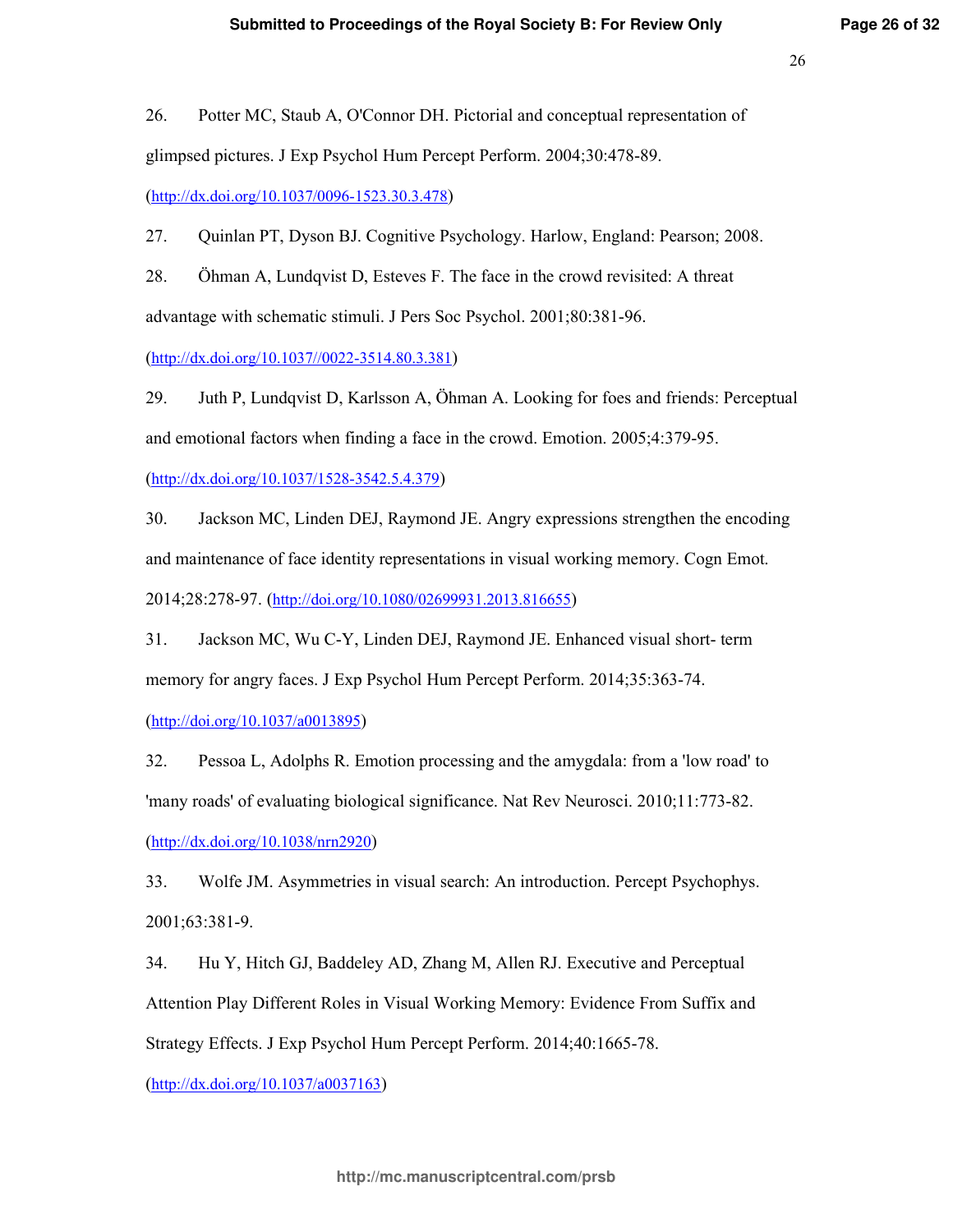26. Potter MC, Staub A, O'Connor DH. Pictorial and conceptual representation of glimpsed pictures. J Exp Psychol Hum Percept Perform. 2004;30:478-89. (http://dx.doi.org/10.1037/0096-1523.30.3.478)

27. Quinlan PT, Dyson BJ. Cognitive Psychology. Harlow, England: Pearson; 2008.

28. Öhman A, Lundqvist D, Esteves F. The face in the crowd revisited: A threat advantage with schematic stimuli. J Pers Soc Psychol. 2001;80:381-96. (http://dx.doi.org/10.1037//0022-3514.80.3.381)

29. Juth P, Lundqvist D, Karlsson A, Öhman A. Looking for foes and friends: Perceptual and emotional factors when finding a face in the crowd. Emotion. 2005;4:379-95. (http://dx.doi.org/10.1037/1528-3542.5.4.379)

30. Jackson MC, Linden DEJ, Raymond JE. Angry expressions strengthen the encoding and maintenance of face identity representations in visual working memory. Cogn Emot. 2014;28:278-97. (http://doi.org/10.1080/02699931.2013.816655)

31. Jackson MC, Wu C-Y, Linden DEJ, Raymond JE. Enhanced visual short- term memory for angry faces. J Exp Psychol Hum Percept Perform. 2014;35:363-74. (http://doi.org/10.1037/a0013895)

32. Pessoa L, Adolphs R. Emotion processing and the amygdala: from a 'low road' to 'many roads' of evaluating biological significance. Nat Rev Neurosci. 2010;11:773-82. (http://dx.doi.org/10.1038/nrn2920)

33. Wolfe JM. Asymmetries in visual search: An introduction. Percept Psychophys. 2001;63:381-9.

34. Hu Y, Hitch GJ, Baddeley AD, Zhang M, Allen RJ. Executive and Perceptual Attention Play Different Roles in Visual Working Memory: Evidence From Suffix and Strategy Effects. J Exp Psychol Hum Percept Perform. 2014;40:1665-78. (http://dx.doi.org/10.1037/a0037163)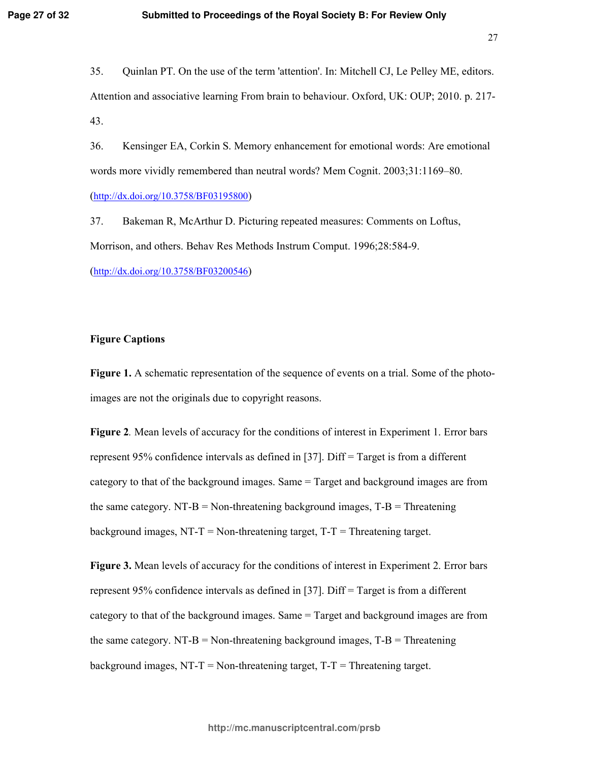35. Quinlan PT. On the use of the term 'attention'. In: Mitchell CJ, Le Pelley ME, editors. Attention and associative learning From brain to behaviour. Oxford, UK: OUP; 2010. p. 217-43.

36. Kensinger EA, Corkin S. Memory enhancement for emotional words: Are emotional words more vividly remembered than neutral words? Mem Cognit. 2003;31:1169–80. (http://dx.doi.org/10.3758/BF03195800)

37. Bakeman R, McArthur D. Picturing repeated measures: Comments on Loftus, Morrison, and others. Behav Res Methods Instrum Comput. 1996;28:584-9. (http://dx.doi.org/10.3758/BF03200546)

## Figure Captions

**Figure 1.** A schematic representation of the sequence of events on a trial. Some of the photo-images are not the originals due to copyright reasons.

**Figure 2**. Mean levels of accuracy for the conditions of interest in Experiment 1. Error bars represent 95% confidence intervals as defined in [37]. Diff = Target is from a different category to that of the background images. Same = Target and background images are from the same category. NT-B = Non-threatening background images, T-B = Threatening background images, NT-T = Non-threatening target, T-T = Threatening target.

**Figure 3.** Mean levels of accuracy for the conditions of interest in Experiment 2. Error bars represent 95% confidence intervals as defined in [37]. Diff = Target is from a different category to that of the background images. Same = Target and background images are from the same category. NT-B = Non-threatening background images, T-B = Threatening background images, NT-T = Non-threatening target, T-T = Threatening target.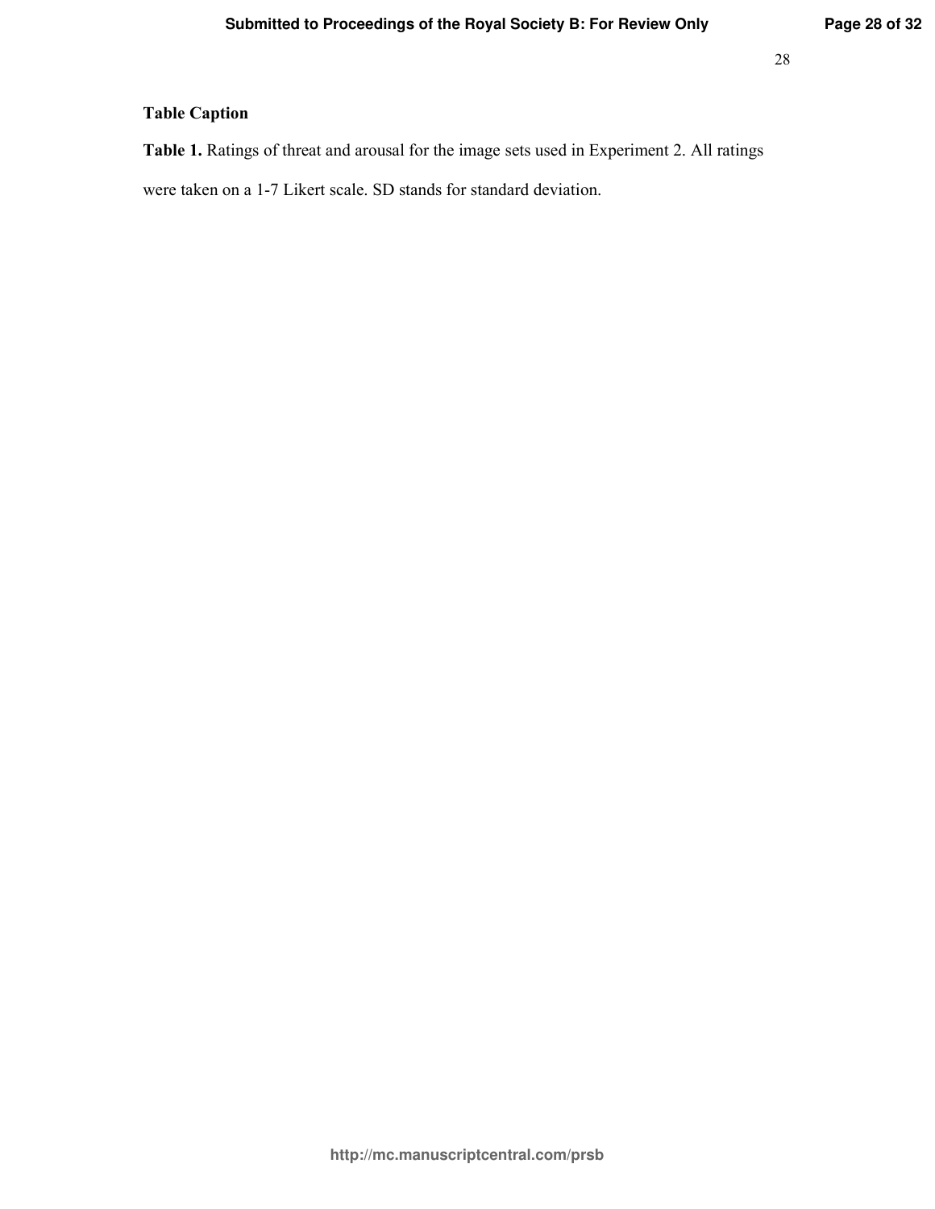## Table Caption

**Table 1.** Ratings of threat and arousal for the image sets used in Experiment 2. All ratings were taken on a 1-7 Likert scale. SD stands for standard deviation.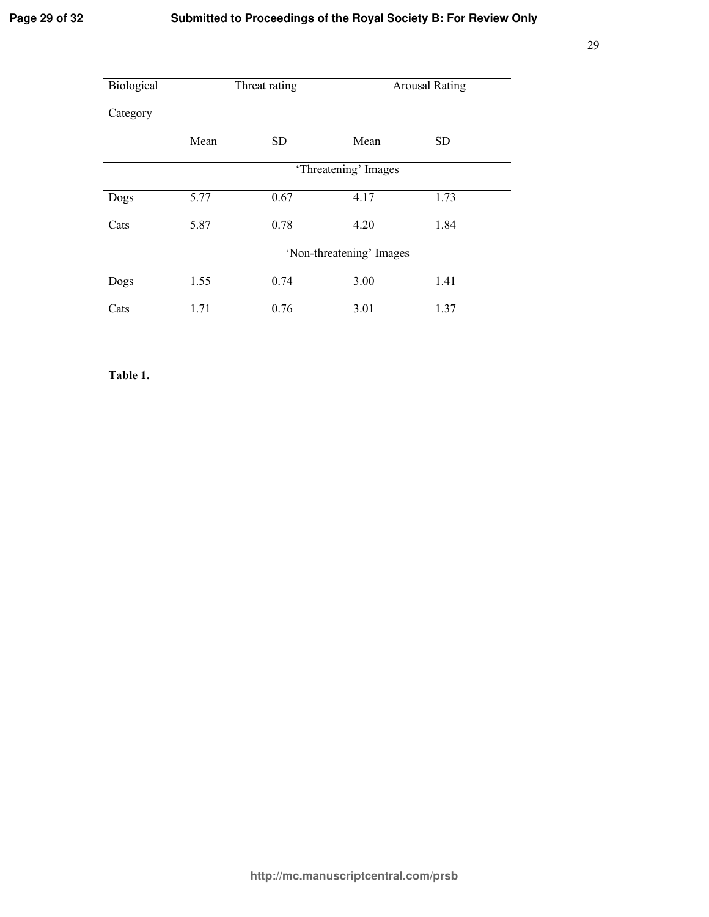| Biological Category | Threat rating | | Arousal Rating | |
|---|---|---|---|---|
| | Mean | SD | Mean | SD |
| | | 'Threatening' Images | | |
| Dogs | 5.77 | 0.67 | 4.17 | 1.73 |
| Cats | 5.87 | 0.78 | 4.20 | 1.84 |
| | | 'Non-threatening' Images | | |
| Dogs | 1.55 | 0.74 | 3.00 | 1.41 |
| Cats | 1.71 | 0.76 | 3.01 | 1.37 |

**Table 1.**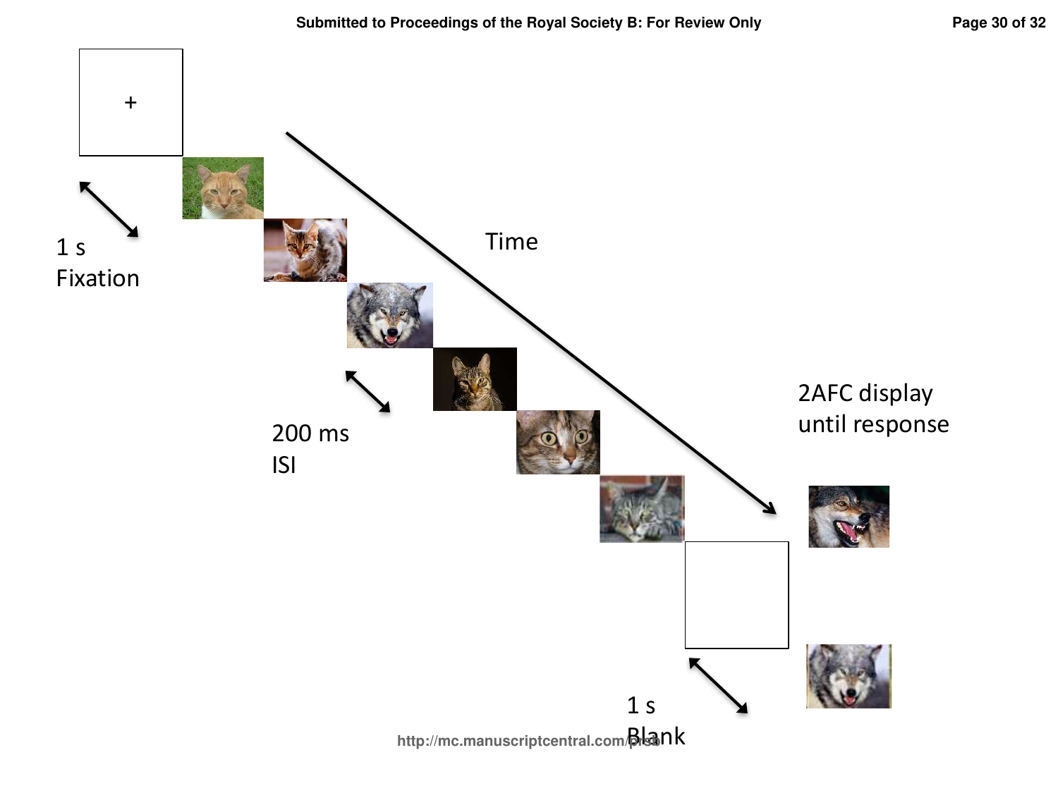1 s
Fixation

Time

200 ms
ISI

2AFC display
until response

1 s
Blank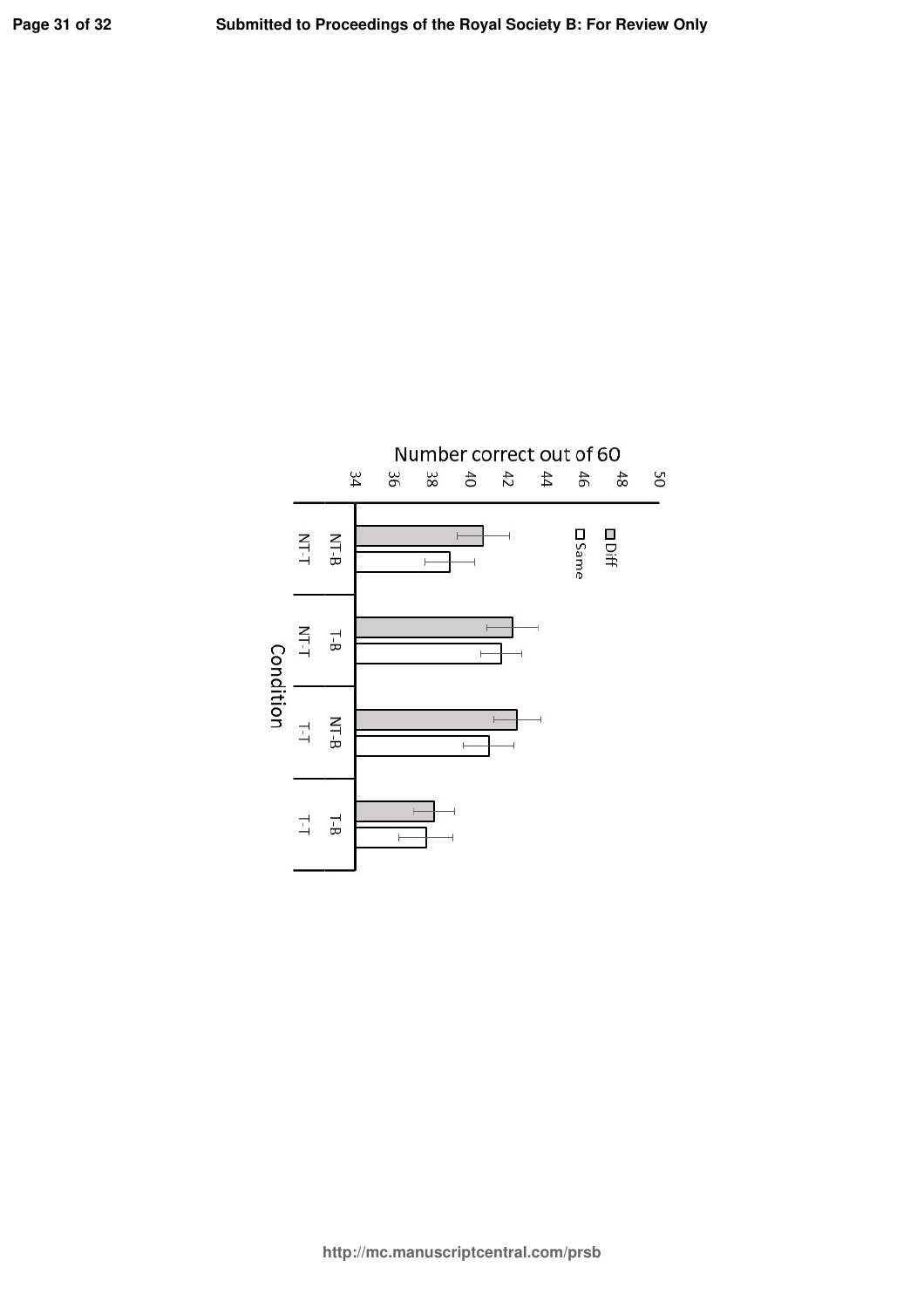Number correct out of 60

34 36 38 40 42 44 46 48 50

Diff

Same

| Condition | |
|---|---|
| NT-T | NT-B |
| NT-T | T-B |
| T-T | NT-B |
| T-T | T-B |

Condition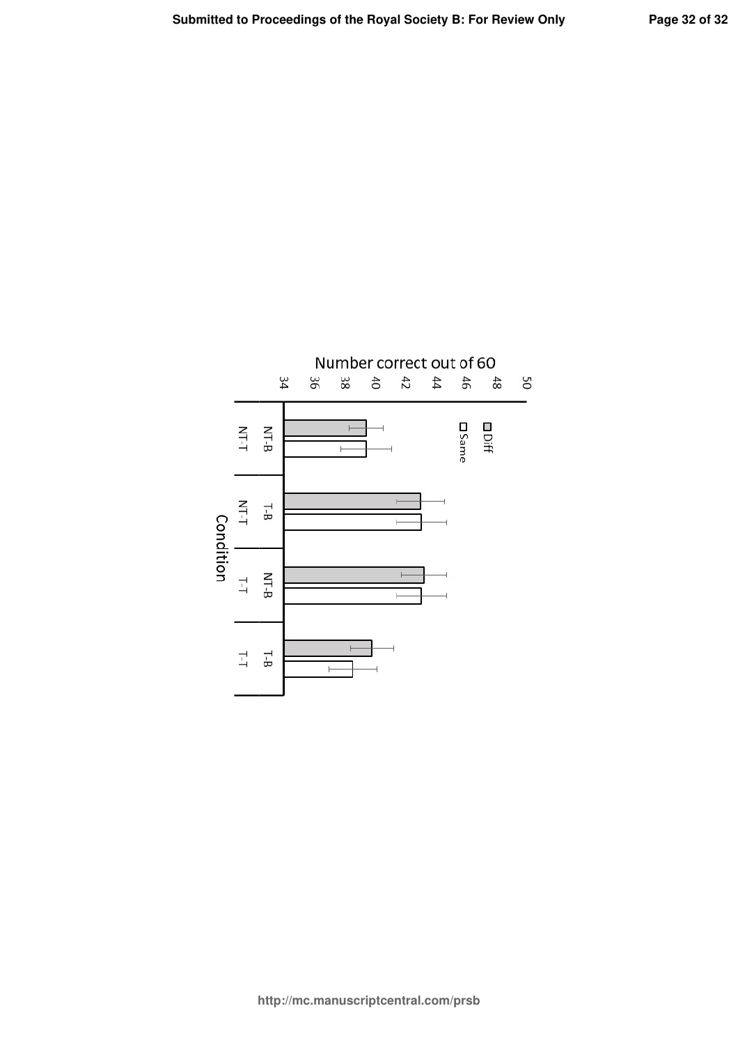Number correct out of 60

34
36
38
40
42
44
46
48
50

Diff
Same

NT-B
NT-T

T-B
NT-T

NT-B
T-T

T-B
T-T

Condition